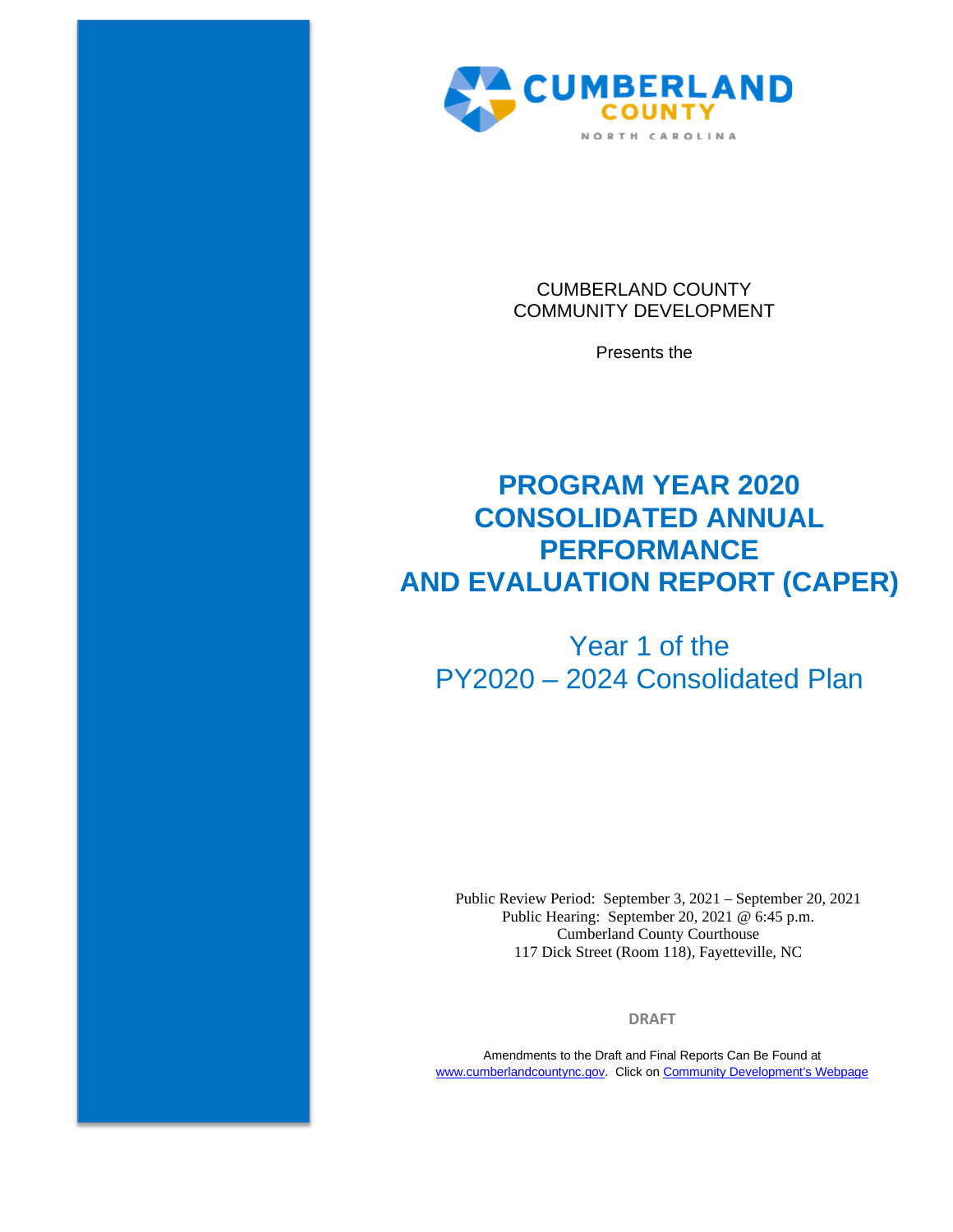CUMBERLAND COUNTY
NORTH CAROLINA

CUMBERLAND COUNTY
COMMUNITY DEVELOPMENT

Presents the

# PROGRAM YEAR 2020 CONSOLIDATED ANNUAL PERFORMANCE AND EVALUATION REPORT (CAPER)

## Year 1 of the PY2020 – 2024 Consolidated Plan

Public Review Period: September 3, 2021 – September 20, 2021
Public Hearing: September 20, 2021 @ 6:45 p.m.
Cumberland County Courthouse
117 Dick Street (Room 118), Fayetteville, NC

**DRAFT**

Amendments to the Draft and Final Reports Can Be Found at www.cumberlandcountync.gov. Click on Community Development's Webpage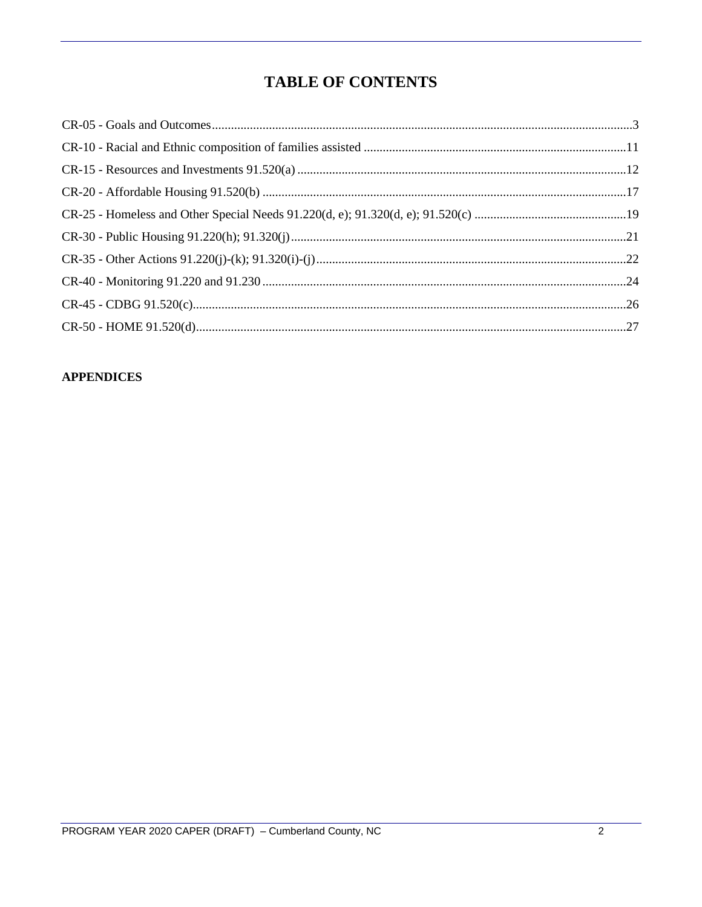# TABLE OF CONTENTS

CR-05 - Goals and Outcomes....................................................................................................................................3

CR-10 - Racial and Ethnic composition of families assisted ..................................................................................11

CR-15 - Resources and Investments 91.520(a) .......................................................................................................12

CR-20 - Affordable Housing 91.520(b) ..................................................................................................................17

CR-25 - Homeless and Other Special Needs 91.220(d, e); 91.320(d, e); 91.520(c) ................................................19

CR-30 - Public Housing 91.220(h); 91.320(j).........................................................................................................21

CR-35 - Other Actions 91.220(j)-(k); 91.320(i)-(j).................................................................................................22

CR-40 - Monitoring 91.220 and 91.230 ..................................................................................................................24

CR-45 - CDBG 91.520(c)........................................................................................................................................26

CR-50 - HOME 91.520(d).......................................................................................................................................27

**APPENDICES**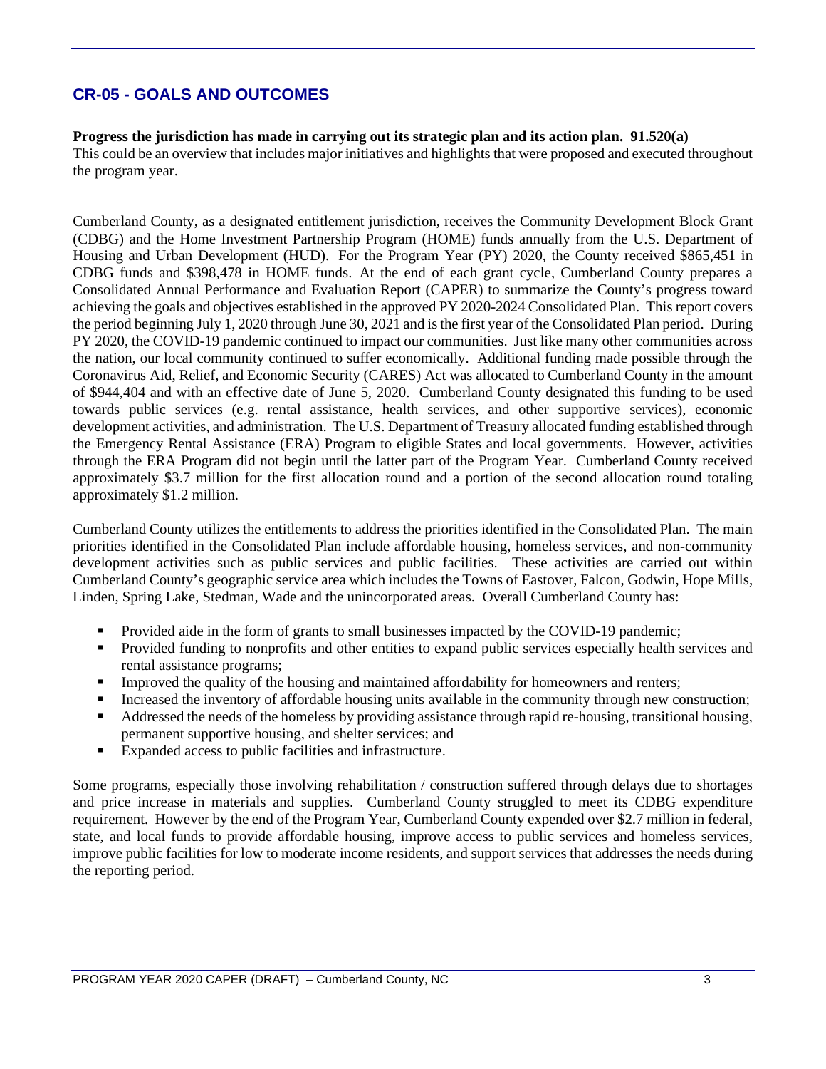## CR-05 - GOALS AND OUTCOMES

**Progress the jurisdiction has made in carrying out its strategic plan and its action plan. 91.520(a)**

This could be an overview that includes major initiatives and highlights that were proposed and executed throughout the program year.

Cumberland County, as a designated entitlement jurisdiction, receives the Community Development Block Grant (CDBG) and the Home Investment Partnership Program (HOME) funds annually from the U.S. Department of Housing and Urban Development (HUD). For the Program Year (PY) 2020, the County received $865,451 in CDBG funds and $398,478 in HOME funds. At the end of each grant cycle, Cumberland County prepares a Consolidated Annual Performance and Evaluation Report (CAPER) to summarize the County's progress toward achieving the goals and objectives established in the approved PY 2020-2024 Consolidated Plan. This report covers the period beginning July 1, 2020 through June 30, 2021 and is the first year of the Consolidated Plan period. During PY 2020, the COVID-19 pandemic continued to impact our communities. Just like many other communities across the nation, our local community continued to suffer economically. Additional funding made possible through the Coronavirus Aid, Relief, and Economic Security (CARES) Act was allocated to Cumberland County in the amount of $944,404 and with an effective date of June 5, 2020. Cumberland County designated this funding to be used towards public services (e.g. rental assistance, health services, and other supportive services), economic development activities, and administration. The U.S. Department of Treasury allocated funding established through the Emergency Rental Assistance (ERA) Program to eligible States and local governments. However, activities through the ERA Program did not begin until the latter part of the Program Year. Cumberland County received approximately $3.7 million for the first allocation round and a portion of the second allocation round totaling approximately $1.2 million.

Cumberland County utilizes the entitlements to address the priorities identified in the Consolidated Plan. The main priorities identified in the Consolidated Plan include affordable housing, homeless services, and non-community development activities such as public services and public facilities. These activities are carried out within Cumberland County's geographic service area which includes the Towns of Eastover, Falcon, Godwin, Hope Mills, Linden, Spring Lake, Stedman, Wade and the unincorporated areas. Overall Cumberland County has:

- Provided aide in the form of grants to small businesses impacted by the COVID-19 pandemic;
- Provided funding to nonprofits and other entities to expand public services especially health services and rental assistance programs;
- Improved the quality of the housing and maintained affordability for homeowners and renters;
- Increased the inventory of affordable housing units available in the community through new construction;
- Addressed the needs of the homeless by providing assistance through rapid re-housing, transitional housing, permanent supportive housing, and shelter services; and
- Expanded access to public facilities and infrastructure.

Some programs, especially those involving rehabilitation / construction suffered through delays due to shortages and price increase in materials and supplies. Cumberland County struggled to meet its CDBG expenditure requirement. However by the end of the Program Year, Cumberland County expended over $2.7 million in federal, state, and local funds to provide affordable housing, improve access to public services and homeless services, improve public facilities for low to moderate income residents, and support services that addresses the needs during the reporting period.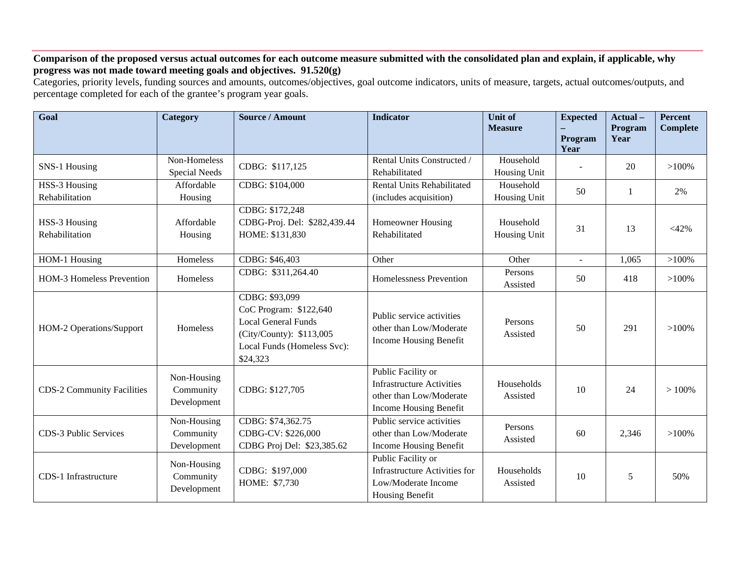**Comparison of the proposed versus actual outcomes for each outcome measure submitted with the consolidated plan and explain, if applicable, why progress was not made toward meeting goals and objectives. 91.520(g)**

Categories, priority levels, funding sources and amounts, outcomes/objectives, goal outcome indicators, units of measure, targets, actual outcomes/outputs, and percentage completed for each of the grantee's program year goals.

| Goal | Category | Source / Amount | Indicator | Unit of Measure | Expected – Program Year | Actual – Program Year | Percent Complete |
|---|---|---|---|---|---|---|---|
| SNS-1 Housing | Non-Homeless Special Needs | CDBG: $117,125 | Rental Units Constructed / Rehabilitated | Household Housing Unit | - | 20 | >100% |
| HSS-3 Housing Rehabilitation | Affordable Housing | CDBG: $104,000 | Rental Units Rehabilitated (includes acquisition) | Household Housing Unit | 50 | 1 | 2% |
| HSS-3 Housing Rehabilitation | Affordable Housing | CDBG: $172,248<br>CDBG-Proj. Del: $282,439.44<br>HOME: $131,830 | Homeowner Housing Rehabilitated | Household Housing Unit | 31 | 13 | <42% |
| HOM-1 Housing | Homeless | CDBG: $46,403 | Other | Other | - | 1,065 | >100% |
| HOM-3 Homeless Prevention | Homeless | CDBG: $311,264.40 | Homelessness Prevention | Persons Assisted | 50 | 418 | >100% |
| HOM-2 Operations/Support | Homeless | CDBG: $93,099<br>CoC Program: $122,640<br>Local General Funds (City/County): $113,005<br>Local Funds (Homeless Svc): $24,323 | Public service activities other than Low/Moderate Income Housing Benefit | Persons Assisted | 50 | 291 | >100% |
| CDS-2 Community Facilities | Non-Housing Community Development | CDBG: $127,705 | Public Facility or Infrastructure Activities other than Low/Moderate Income Housing Benefit | Households Assisted | 10 | 24 | > 100% |
| CDS-3 Public Services | Non-Housing Community Development | CDBG: $74,362.75<br>CDBG-CV: $226,000<br>CDBG Proj Del: $23,385.62 | Public service activities other than Low/Moderate Income Housing Benefit | Persons Assisted | 60 | 2,346 | >100% |
| CDS-1 Infrastructure | Non-Housing Community Development | CDBG: $197,000<br>HOME: $7,730 | Public Facility or Infrastructure Activities for Low/Moderate Income Housing Benefit | Households Assisted | 10 | 5 | 50% |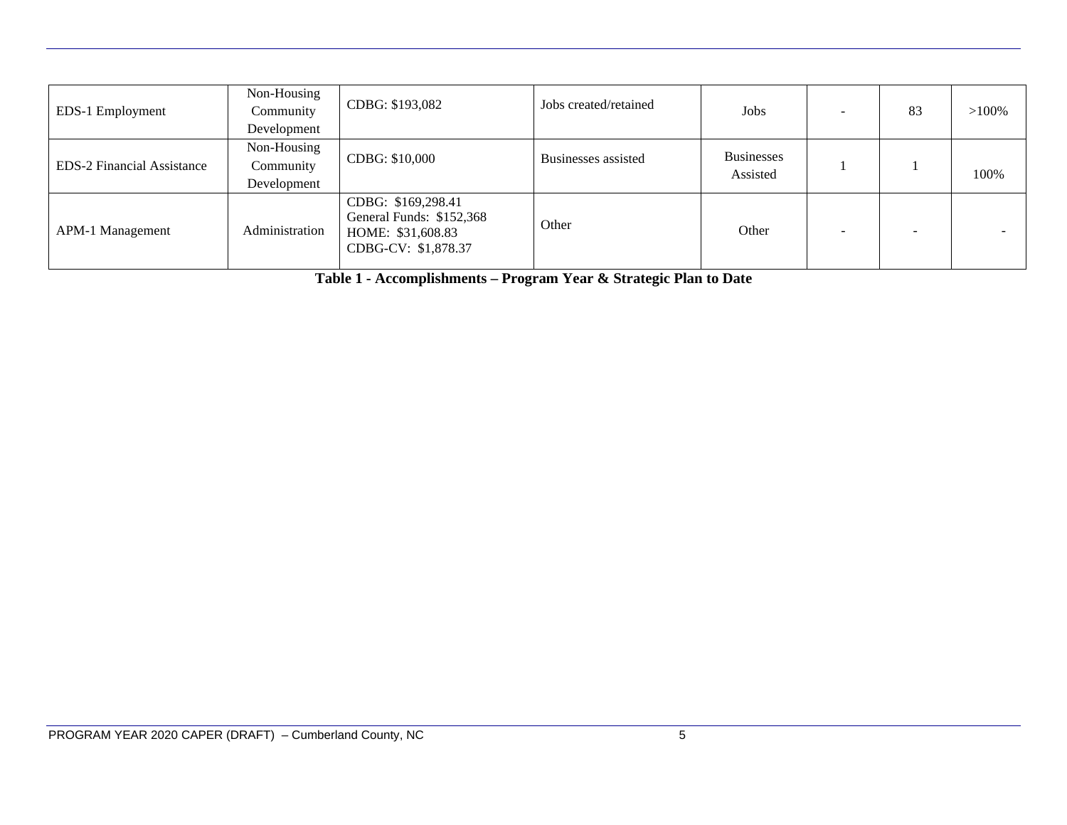| EDS-1 Employment | Non-Housing Community Development | CDBG: $193,082 | Jobs created/retained | Jobs | - | 83 | >100% |
|---|---|---|---|---|---|---|---|
| EDS-2 Financial Assistance | Non-Housing Community Development | CDBG: $10,000 | Businesses assisted | Businesses Assisted | 1 | 1 | 100% |
| APM-1 Management | Administration | CDBG: $169,298.41<br>General Funds: $152,368<br>HOME: $31,608.83<br>CDBG-CV: $1,878.37 | Other | Other | - | - | - |

**Table 1 - Accomplishments – Program Year & Strategic Plan to Date**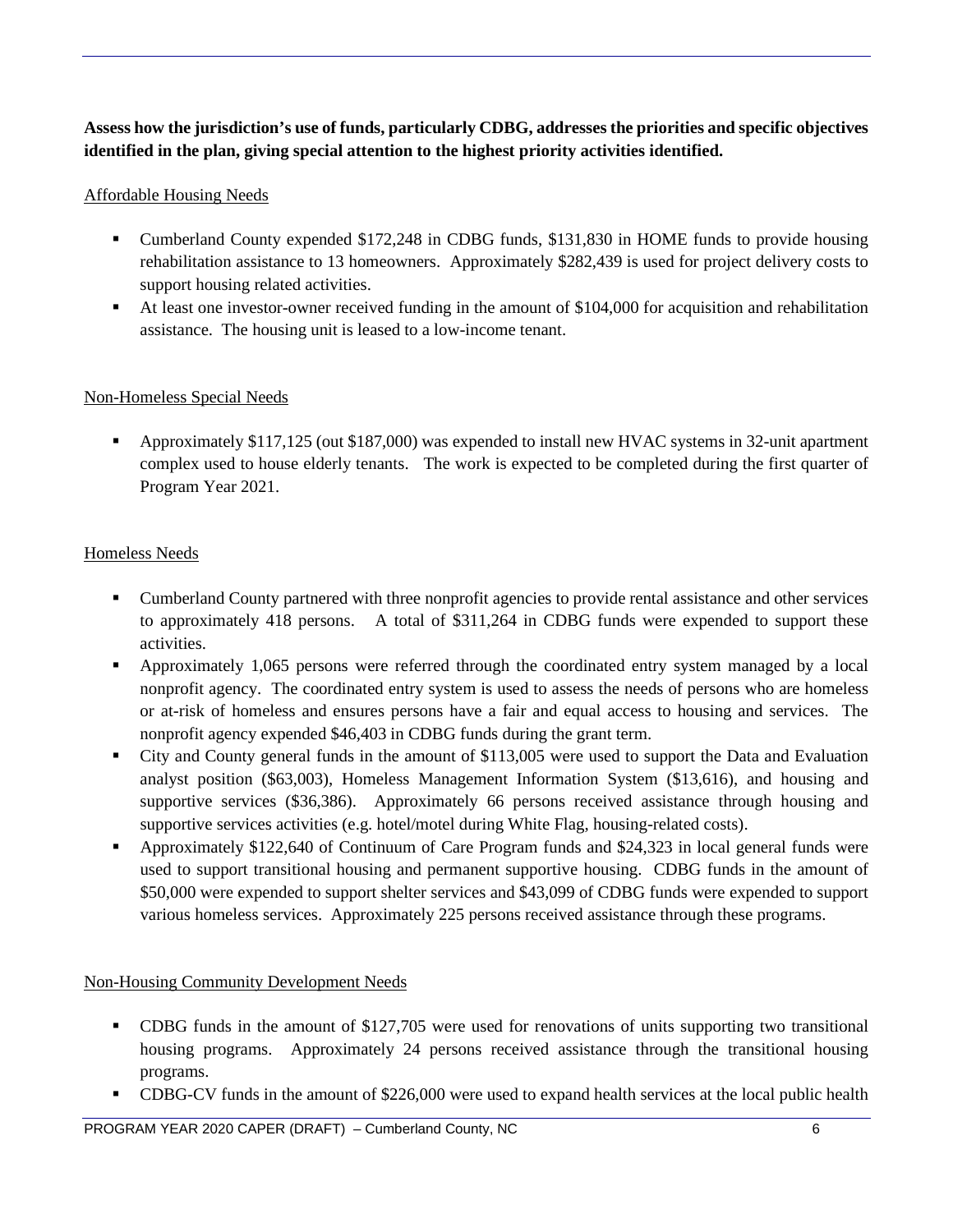**Assess how the jurisdiction's use of funds, particularly CDBG, addresses the priorities and specific objectives identified in the plan, giving special attention to the highest priority activities identified.**

Affordable Housing Needs

- Cumberland County expended $172,248 in CDBG funds, $131,830 in HOME funds to provide housing rehabilitation assistance to 13 homeowners. Approximately $282,439 is used for project delivery costs to support housing related activities.
- At least one investor-owner received funding in the amount of $104,000 for acquisition and rehabilitation assistance. The housing unit is leased to a low-income tenant.

Non-Homeless Special Needs

- Approximately $117,125 (out $187,000) was expended to install new HVAC systems in 32-unit apartment complex used to house elderly tenants. The work is expected to be completed during the first quarter of Program Year 2021.

Homeless Needs

- Cumberland County partnered with three nonprofit agencies to provide rental assistance and other services to approximately 418 persons. A total of $311,264 in CDBG funds were expended to support these activities.
- Approximately 1,065 persons were referred through the coordinated entry system managed by a local nonprofit agency. The coordinated entry system is used to assess the needs of persons who are homeless or at-risk of homeless and ensures persons have a fair and equal access to housing and services. The nonprofit agency expended $46,403 in CDBG funds during the grant term.
- City and County general funds in the amount of $113,005 were used to support the Data and Evaluation analyst position ($63,003), Homeless Management Information System ($13,616), and housing and supportive services ($36,386). Approximately 66 persons received assistance through housing and supportive services activities (e.g. hotel/motel during White Flag, housing-related costs).
- Approximately $122,640 of Continuum of Care Program funds and $24,323 in local general funds were used to support transitional housing and permanent supportive housing. CDBG funds in the amount of $50,000 were expended to support shelter services and $43,099 of CDBG funds were expended to support various homeless services. Approximately 225 persons received assistance through these programs.

Non-Housing Community Development Needs

- CDBG funds in the amount of $127,705 were used for renovations of units supporting two transitional housing programs. Approximately 24 persons received assistance through the transitional housing programs.
- CDBG-CV funds in the amount of $226,000 were used to expand health services at the local public health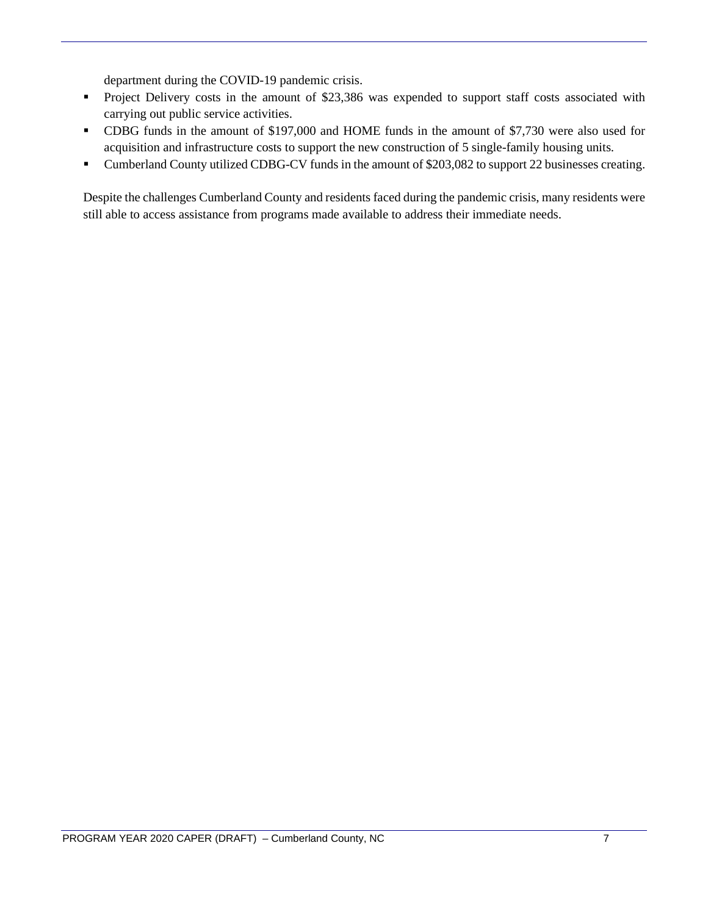department during the COVID-19 pandemic crisis.

- Project Delivery costs in the amount of $23,386 was expended to support staff costs associated with carrying out public service activities.
- CDBG funds in the amount of $197,000 and HOME funds in the amount of $7,730 were also used for acquisition and infrastructure costs to support the new construction of 5 single-family housing units.
- Cumberland County utilized CDBG-CV funds in the amount of $203,082 to support 22 businesses creating.

Despite the challenges Cumberland County and residents faced during the pandemic crisis, many residents were still able to access assistance from programs made available to address their immediate needs.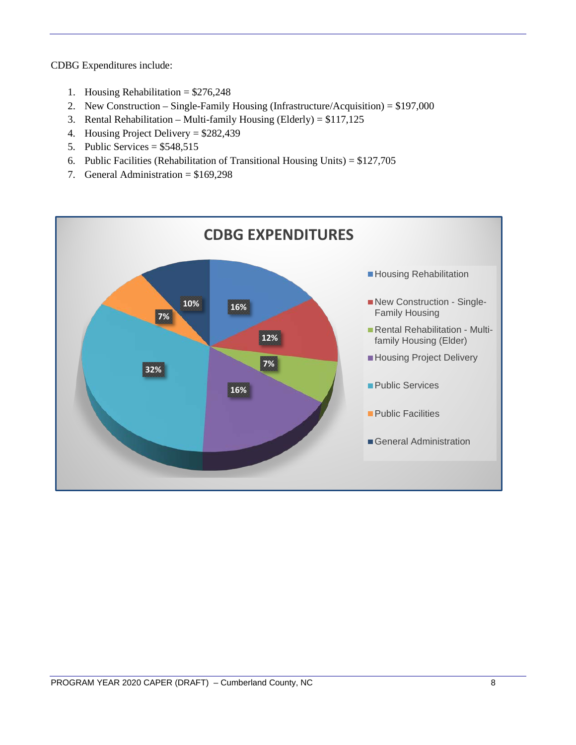CDBG Expenditures include:

1. Housing Rehabilitation = $276,248
2. New Construction – Single-Family Housing (Infrastructure/Acquisition) = $197,000
3. Rental Rehabilitation – Multi-family Housing (Elderly) = $117,125
4. Housing Project Delivery = $282,439
5. Public Services = $548,515
6. Public Facilities (Rehabilitation of Transitional Housing Units) = $127,705
7. General Administration = $169,298

**CDBG EXPENDITURES**

| Category | Percentage |
|---|---|
| Housing Rehabilitation | 16% |
| New Construction - Single-Family Housing | 12% |
| Rental Rehabilitation - Multi-family Housing (Elder) | 7% |
| Housing Project Delivery | 16% |
| Public Services | 32% |
| Public Facilities | 7% |
| General Administration | 10% |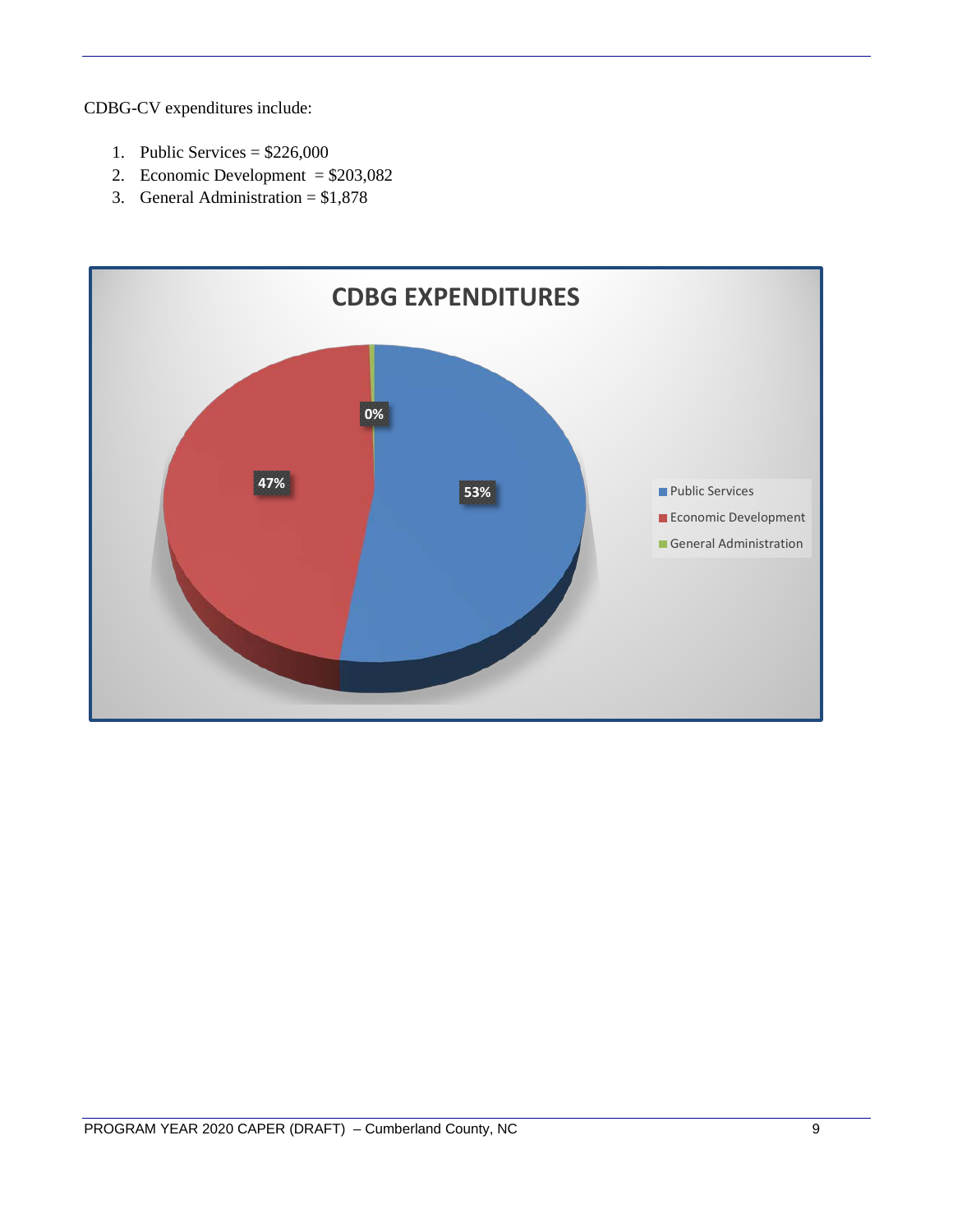CDBG-CV expenditures include:

1. Public Services = $226,000
2. Economic Development = $203,082
3. General Administration = $1,878

**CDBG EXPENDITURES**

| Category | Percentage |
| --- | --- |
| Public Services | 53% |
| Economic Development | 47% |
| General Administration | 0% |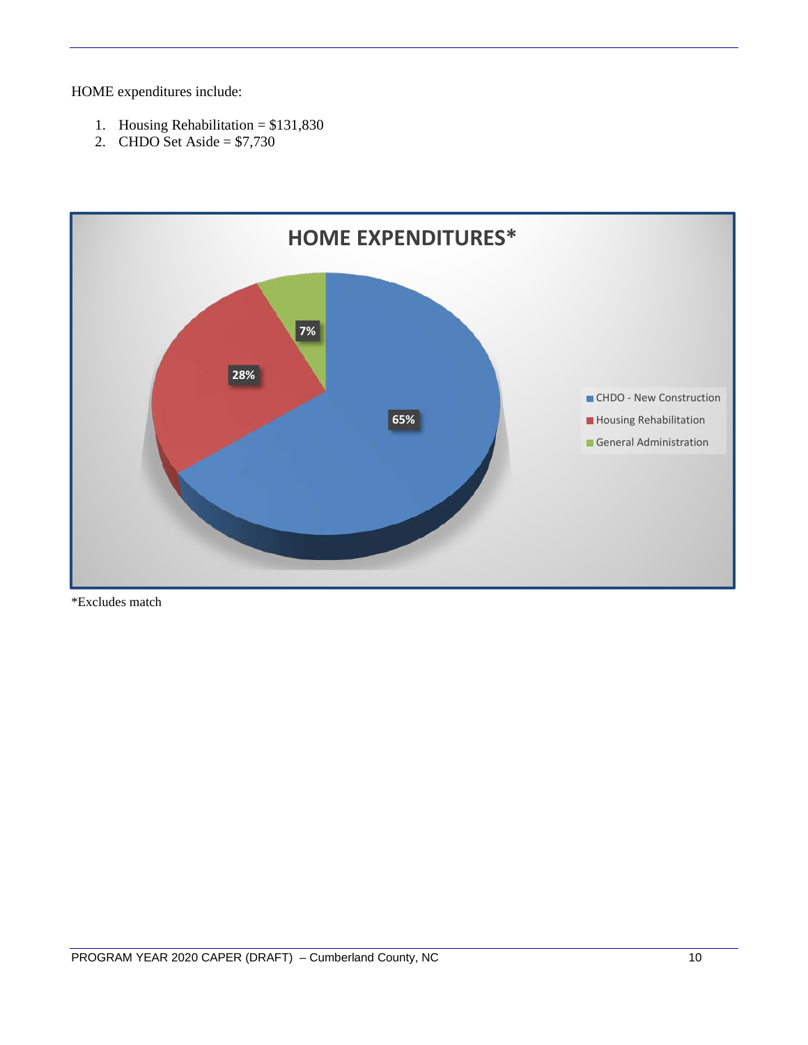HOME expenditures include:

1. Housing Rehabilitation = $131,830
2. CHDO Set Aside = $7,730

**HOME EXPENDITURES***

| Category | Percentage |
|---|---|
| CHDO - New Construction | 65% |
| Housing Rehabilitation | 28% |
| General Administration | 7% |

*Excludes match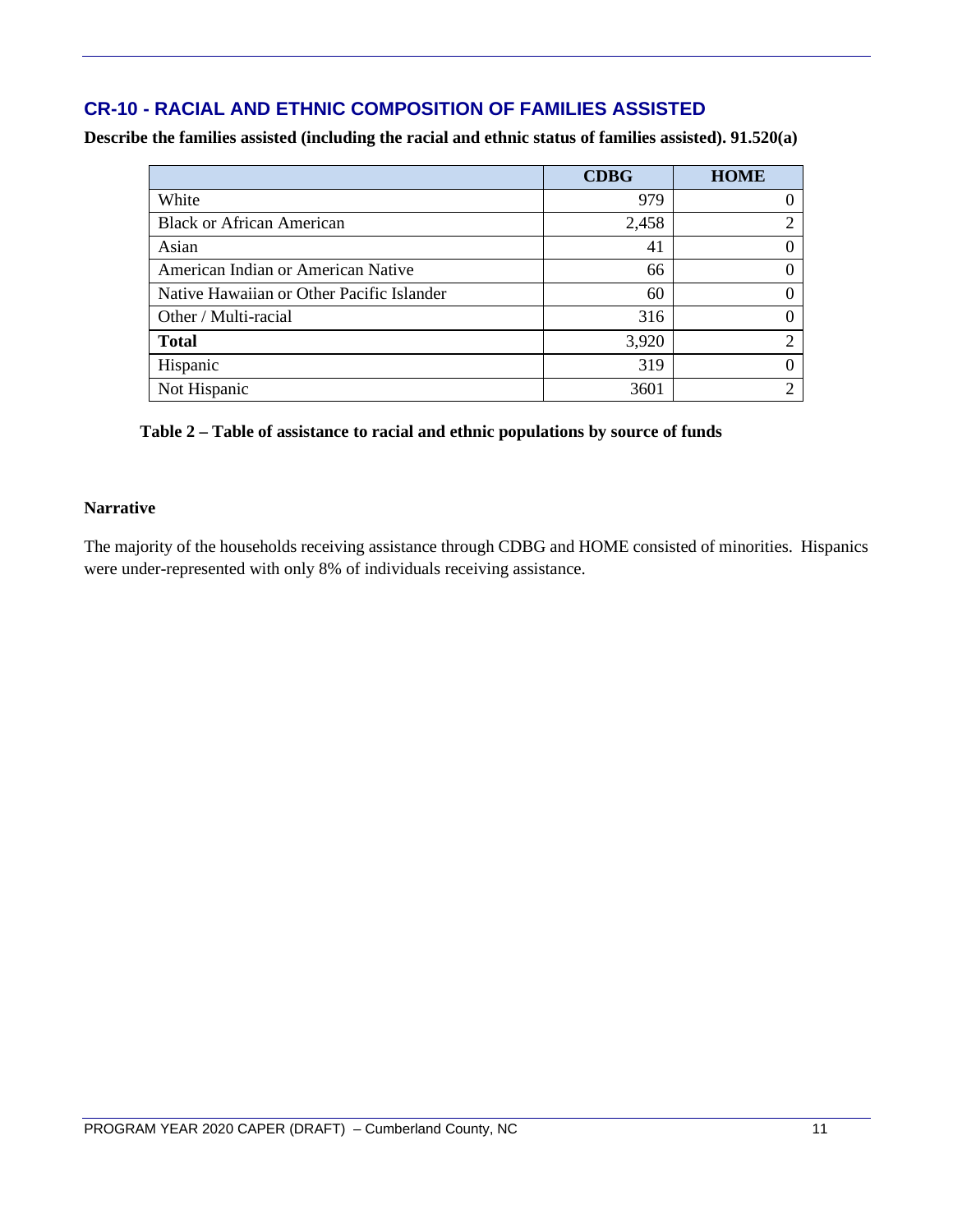## CR-10 - RACIAL AND ETHNIC COMPOSITION OF FAMILIES ASSISTED

**Describe the families assisted (including the racial and ethnic status of families assisted). 91.520(a)**

| | CDBG | HOME |
|---|---|---|
| White | 979 | 0 |
| Black or African American | 2,458 | 2 |
| Asian | 41 | 0 |
| American Indian or American Native | 66 | 0 |
| Native Hawaiian or Other Pacific Islander | 60 | 0 |
| Other / Multi-racial | 316 | 0 |
| **Total** | 3,920 | 2 |
| Hispanic | 319 | 0 |
| Not Hispanic | 3601 | 2 |

**Table 2 – Table of assistance to racial and ethnic populations by source of funds**

**Narrative**

The majority of the households receiving assistance through CDBG and HOME consisted of minorities. Hispanics were under-represented with only 8% of individuals receiving assistance.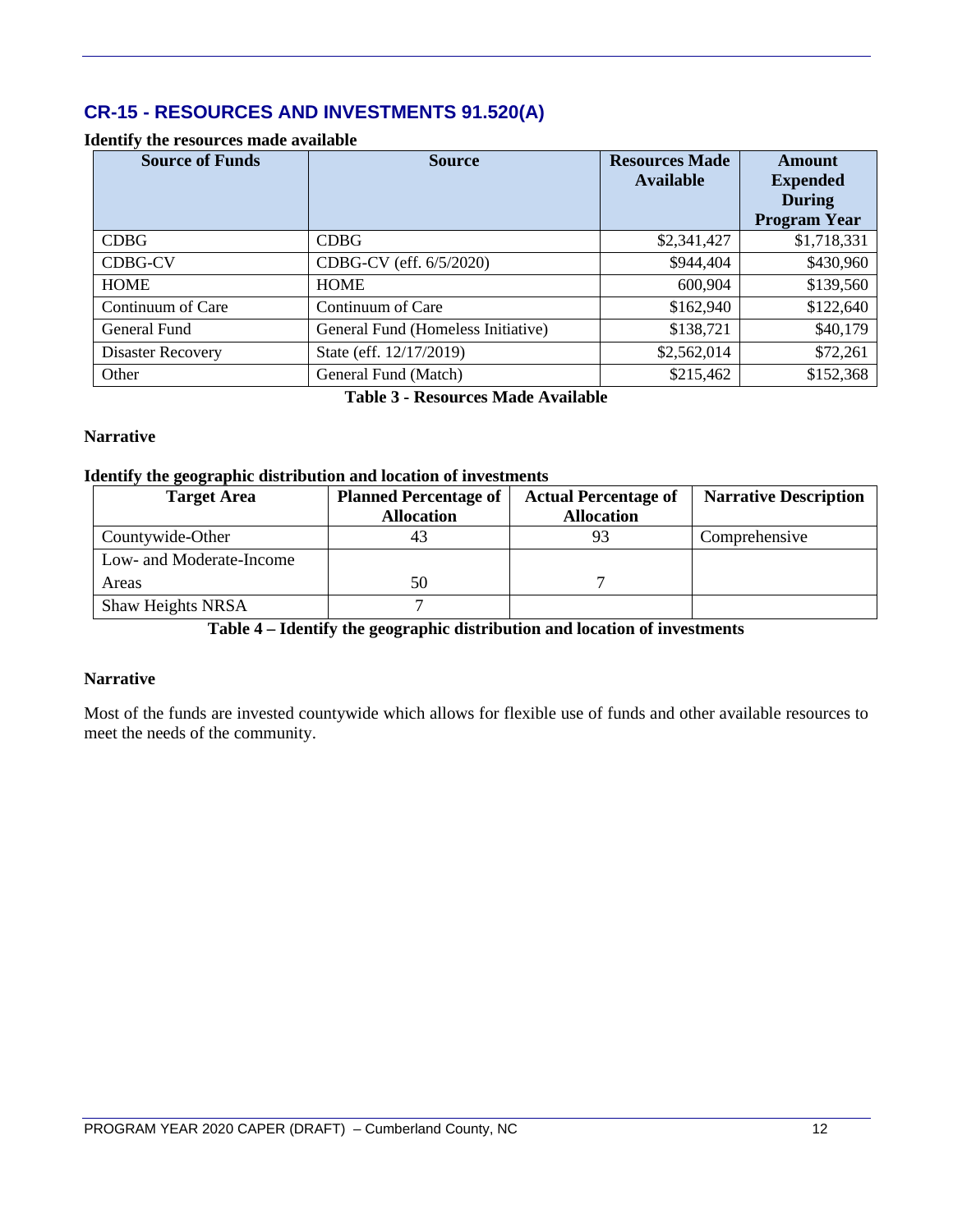## CR-15 - RESOURCES AND INVESTMENTS 91.520(A)

**Identify the resources made available**

| Source of Funds | Source | Resources Made Available | Amount Expended During Program Year |
|---|---|---|---|
| CDBG | CDBG | $2,341,427 | $1,718,331 |
| CDBG-CV | CDBG-CV (eff. 6/5/2020) | $944,404 | $430,960 |
| HOME | HOME | 600,904 | $139,560 |
| Continuum of Care | Continuum of Care | $162,940 | $122,640 |
| General Fund | General Fund (Homeless Initiative) | $138,721 | $40,179 |
| Disaster Recovery | State (eff. 12/17/2019) | $2,562,014 | $72,261 |
| Other | General Fund (Match) | $215,462 | $152,368 |

**Table 3 - Resources Made Available**

**Narrative**

**Identify the geographic distribution and location of investments**

| Target Area | Planned Percentage of Allocation | Actual Percentage of Allocation | Narrative Description |
|---|---|---|---|
| Countywide-Other | 43 | 93 | Comprehensive |
| Low- and Moderate-Income Areas | 50 | 7 | |
| Shaw Heights NRSA | 7 | | |

**Table 4 – Identify the geographic distribution and location of investments**

**Narrative**

Most of the funds are invested countywide which allows for flexible use of funds and other available resources to meet the needs of the community.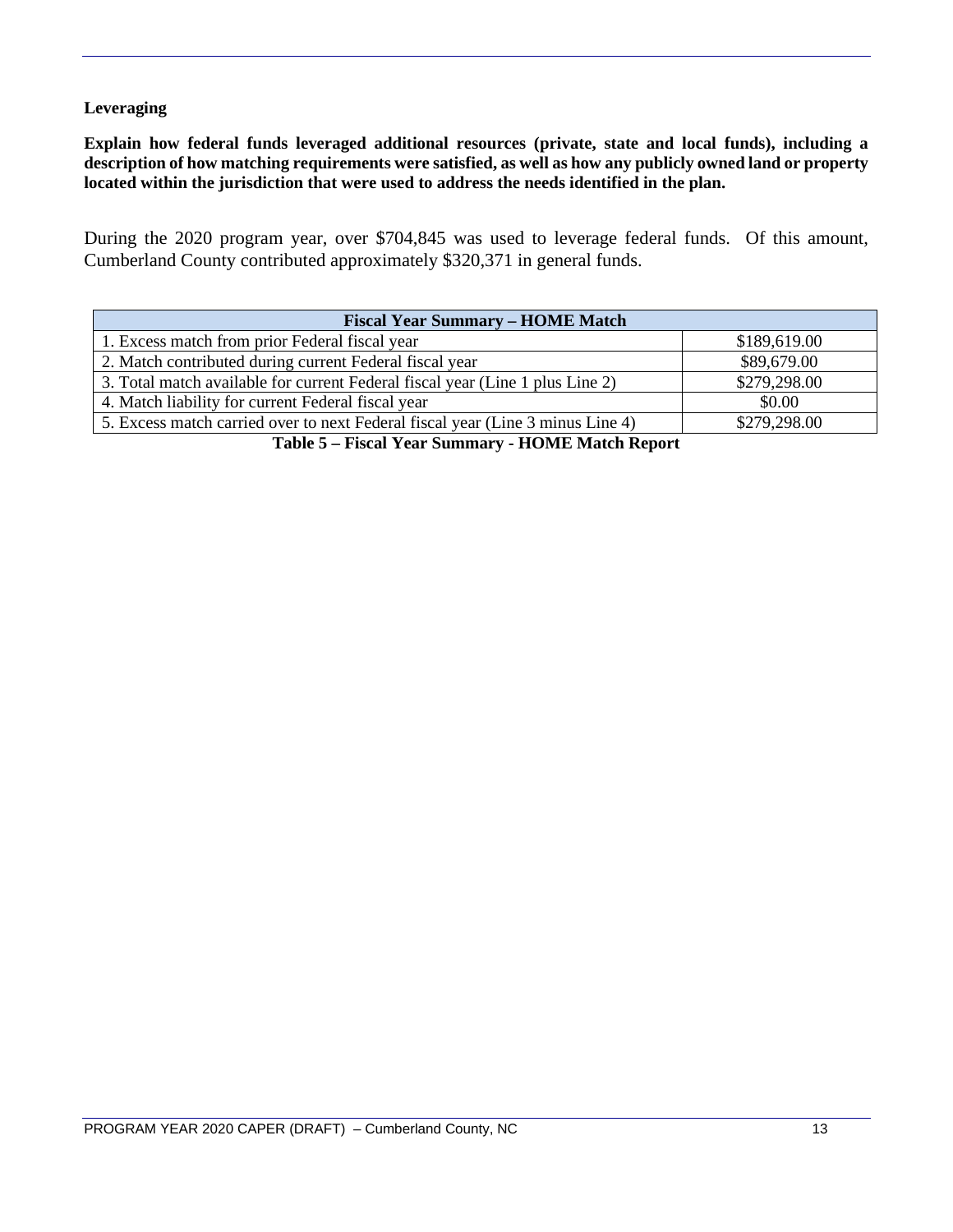**Leveraging**

**Explain how federal funds leveraged additional resources (private, state and local funds), including a description of how matching requirements were satisfied, as well as how any publicly owned land or property located within the jurisdiction that were used to address the needs identified in the plan.**

During the 2020 program year, over $704,845 was used to leverage federal funds. Of this amount, Cumberland County contributed approximately $320,371 in general funds.

| Fiscal Year Summary – HOME Match | |
|---|---|
| 1. Excess match from prior Federal fiscal year | $189,619.00 |
| 2. Match contributed during current Federal fiscal year | $89,679.00 |
| 3. Total match available for current Federal fiscal year (Line 1 plus Line 2) | $279,298.00 |
| 4. Match liability for current Federal fiscal year | $0.00 |
| 5. Excess match carried over to next Federal fiscal year (Line 3 minus Line 4) | $279,298.00 |

**Table 5 – Fiscal Year Summary - HOME Match Report**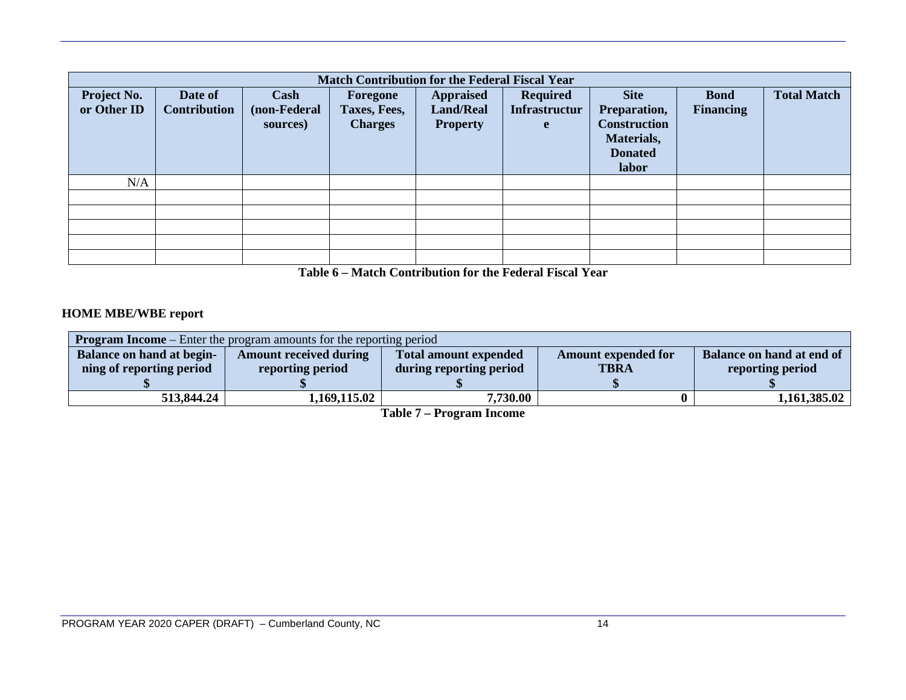| Match Contribution for the Federal Fiscal Year | | | | | | | | |
|---|---|---|---|---|---|---|---|---|
| **Project No. or Other ID** | **Date of Contribution** | **Cash (non-Federal sources)** | **Foregone Taxes, Fees, Charges** | **Appraised Land/Real Property** | **Required Infrastructure** | **Site Preparation, Construction Materials, Donated labor** | **Bond Financing** | **Total Match** |
| N/A | | | | | | | | |
| | | | | | | | | |
| | | | | | | | | |
| | | | | | | | | |
| | | | | | | | | |
| | | | | | | | | |

**Table 6 – Match Contribution for the Federal Fiscal Year**

### HOME MBE/WBE report

| **Program Income** – Enter the program amounts for the reporting period | | | | |
|---|---|---|---|---|
| **Balance on hand at begin-ning of reporting period $** | **Amount received during reporting period $** | **Total amount expended during reporting period $** | **Amount expended for TBRA $** | **Balance on hand at end of reporting period $** |
| **513,844.24** | **1,169,115.02** | **7,730.00** | **0** | **1,161,385.02** |

**Table 7 – Program Income**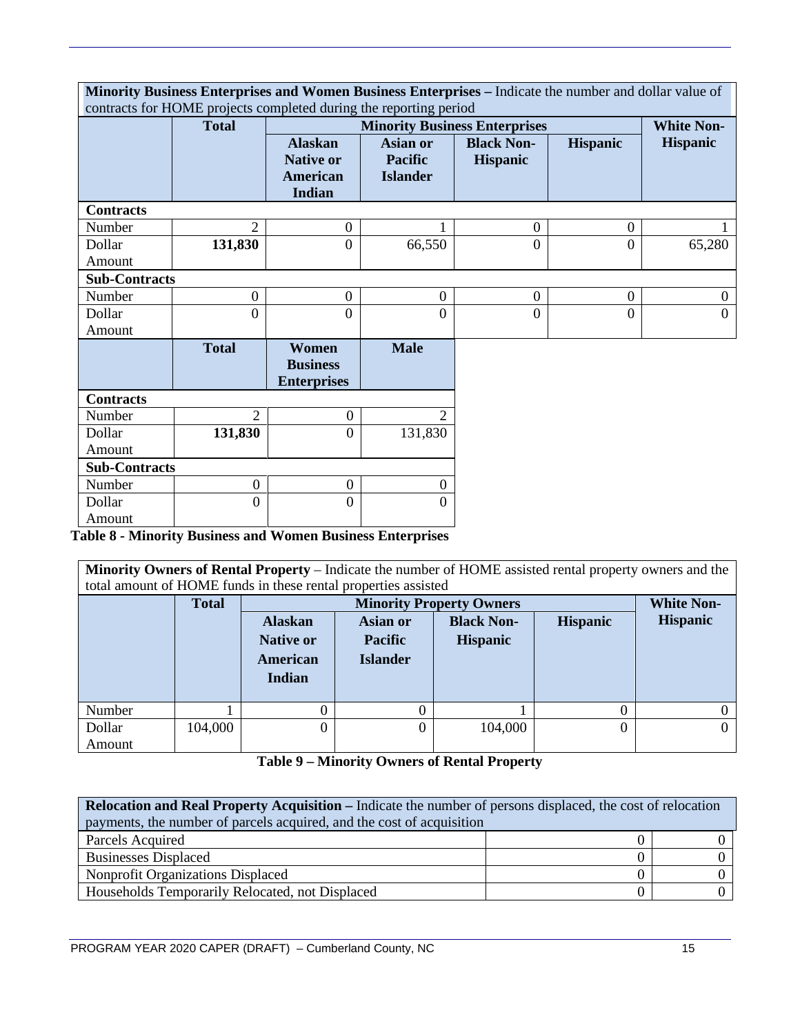| **Minority Business Enterprises and Women Business Enterprises –** Indicate the number and dollar value of contracts for HOME projects completed during the reporting period | | | | | | |
|---|---|---|---|---|---|---|
| | **Total** | **Minority Business Enterprises** | | | | **White Non-Hispanic** |
| | | **Alaskan Native or American Indian** | **Asian or Pacific Islander** | **Black Non-Hispanic** | **Hispanic** | |
| **Contracts** | | | | | | |
| Number | 2 | 0 | 1 | 0 | 0 | 1 |
| Dollar Amount | **131,830** | 0 | 66,550 | 0 | 0 | 65,280 |
| **Sub-Contracts** | | | | | | |
| Number | 0 | 0 | 0 | 0 | 0 | 0 |
| Dollar Amount | 0 | 0 | 0 | 0 | 0 | 0 |

| | **Total** | **Women Business Enterprises** | **Male** |
|---|---|---|---|
| **Contracts** | | | |
| Number | 2 | 0 | 2 |
| Dollar Amount | **131,830** | 0 | 131,830 |
| **Sub-Contracts** | | | |
| Number | 0 | 0 | 0 |
| Dollar Amount | 0 | 0 | 0 |

**Table 8 - Minority Business and Women Business Enterprises**

| **Minority Owners of Rental Property** – Indicate the number of HOME assisted rental property owners and the total amount of HOME funds in these rental properties assisted | | | | | | |
|---|---|---|---|---|---|---|
| | **Total** | **Minority Property Owners** | | | | **White Non-Hispanic** |
| | | **Alaskan Native or American Indian** | **Asian or Pacific Islander** | **Black Non-Hispanic** | **Hispanic** | |
| Number | 1 | 0 | 0 | 1 | 0 | 0 |
| Dollar Amount | 104,000 | 0 | 0 | 104,000 | 0 | 0 |

**Table 9 – Minority Owners of Rental Property**

| **Relocation and Real Property Acquisition –** Indicate the number of persons displaced, the cost of relocation payments, the number of parcels acquired, and the cost of acquisition | | |
|---|---|---|
| Parcels Acquired | 0 | 0 |
| Businesses Displaced | 0 | 0 |
| Nonprofit Organizations Displaced | 0 | 0 |
| Households Temporarily Relocated, not Displaced | 0 | 0 |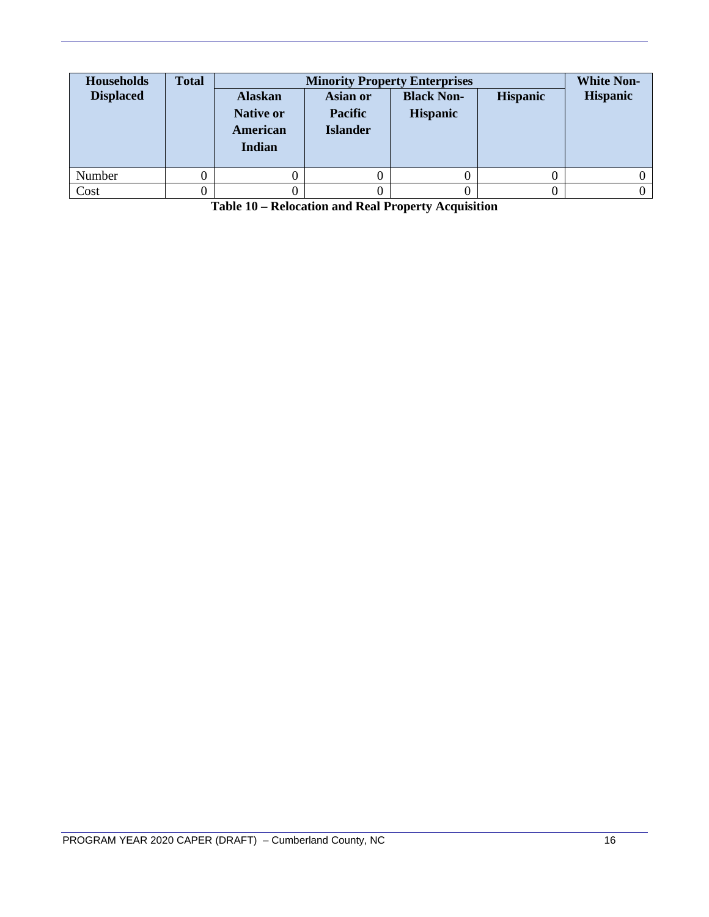| Households Displaced | Total | Minority Property Enterprises | | | | White Non-Hispanic |
|---|---|---|---|---|---|---|
| | | Alaskan Native or American Indian | Asian or Pacific Islander | Black Non-Hispanic | Hispanic | |
| Number | 0 | 0 | 0 | 0 | 0 | 0 |
| Cost | 0 | 0 | 0 | 0 | 0 | 0 |

**Table 10 – Relocation and Real Property Acquisition**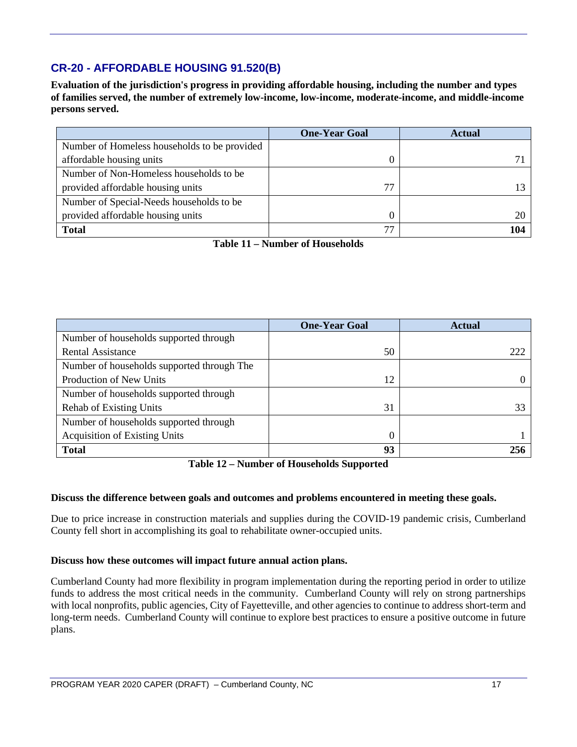## CR-20 - AFFORDABLE HOUSING 91.520(B)

**Evaluation of the jurisdiction's progress in providing affordable housing, including the number and types of families served, the number of extremely low-income, low-income, moderate-income, and middle-income persons served.**

| | One-Year Goal | Actual |
|---|---|---|
| Number of Homeless households to be provided affordable housing units | 0 | 71 |
| Number of Non-Homeless households to be provided affordable housing units | 77 | 13 |
| Number of Special-Needs households to be provided affordable housing units | 0 | 20 |
| **Total** | 77 | **104** |

**Table 11 – Number of Households**

| | One-Year Goal | Actual |
|---|---|---|
| Number of households supported through Rental Assistance | 50 | 222 |
| Number of households supported through The Production of New Units | 12 | 0 |
| Number of households supported through Rehab of Existing Units | 31 | 33 |
| Number of households supported through Acquisition of Existing Units | 0 | 1 |
| **Total** | **93** | **256** |

**Table 12 – Number of Households Supported**

**Discuss the difference between goals and outcomes and problems encountered in meeting these goals.**

Due to price increase in construction materials and supplies during the COVID-19 pandemic crisis, Cumberland County fell short in accomplishing its goal to rehabilitate owner-occupied units.

**Discuss how these outcomes will impact future annual action plans.**

Cumberland County had more flexibility in program implementation during the reporting period in order to utilize funds to address the most critical needs in the community. Cumberland County will rely on strong partnerships with local nonprofits, public agencies, City of Fayetteville, and other agencies to continue to address short-term and long-term needs. Cumberland County will continue to explore best practices to ensure a positive outcome in future plans.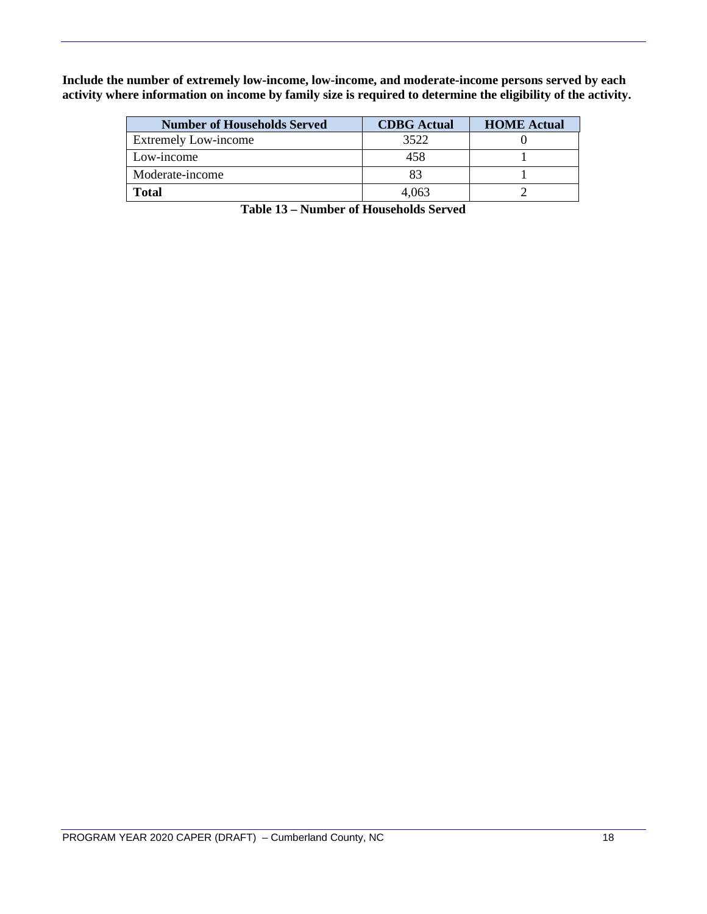**Include the number of extremely low-income, low-income, and moderate-income persons served by each activity where information on income by family size is required to determine the eligibility of the activity.**

| Number of Households Served | CDBG Actual | HOME Actual |
|---|---|---|
| Extremely Low-income | 3522 | 0 |
| Low-income | 458 | 1 |
| Moderate-income | 83 | 1 |
| **Total** | 4,063 | 2 |

**Table 13 – Number of Households Served**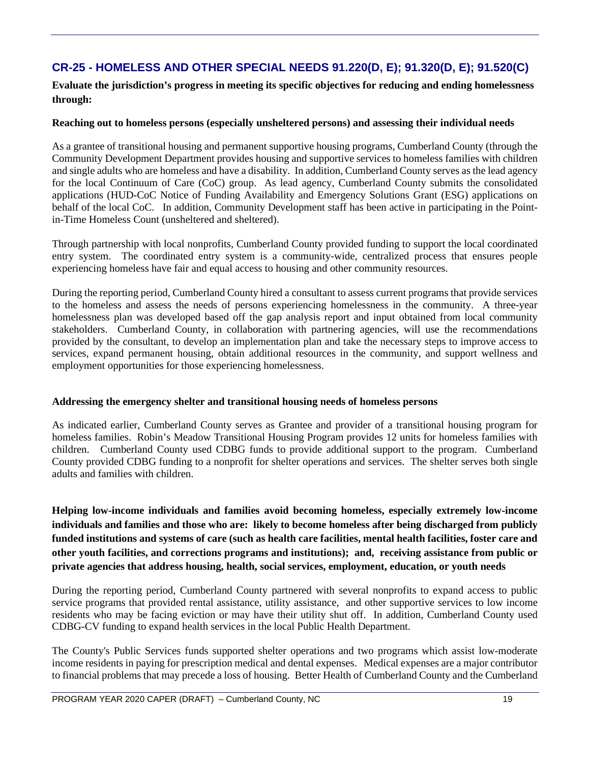## CR-25 - HOMELESS AND OTHER SPECIAL NEEDS 91.220(D, E); 91.320(D, E); 91.520(C)

**Evaluate the jurisdiction's progress in meeting its specific objectives for reducing and ending homelessness through:**

**Reaching out to homeless persons (especially unsheltered persons) and assessing their individual needs**

As a grantee of transitional housing and permanent supportive housing programs, Cumberland County (through the Community Development Department provides housing and supportive services to homeless families with children and single adults who are homeless and have a disability. In addition, Cumberland County serves as the lead agency for the local Continuum of Care (CoC) group. As lead agency, Cumberland County submits the consolidated applications (HUD-CoC Notice of Funding Availability and Emergency Solutions Grant (ESG) applications on behalf of the local CoC. In addition, Community Development staff has been active in participating in the Point-in-Time Homeless Count (unsheltered and sheltered).

Through partnership with local nonprofits, Cumberland County provided funding to support the local coordinated entry system. The coordinated entry system is a community-wide, centralized process that ensures people experiencing homeless have fair and equal access to housing and other community resources.

During the reporting period, Cumberland County hired a consultant to assess current programs that provide services to the homeless and assess the needs of persons experiencing homelessness in the community. A three-year homelessness plan was developed based off the gap analysis report and input obtained from local community stakeholders. Cumberland County, in collaboration with partnering agencies, will use the recommendations provided by the consultant, to develop an implementation plan and take the necessary steps to improve access to services, expand permanent housing, obtain additional resources in the community, and support wellness and employment opportunities for those experiencing homelessness.

**Addressing the emergency shelter and transitional housing needs of homeless persons**

As indicated earlier, Cumberland County serves as Grantee and provider of a transitional housing program for homeless families. Robin's Meadow Transitional Housing Program provides 12 units for homeless families with children. Cumberland County used CDBG funds to provide additional support to the program. Cumberland County provided CDBG funding to a nonprofit for shelter operations and services. The shelter serves both single adults and families with children.

**Helping low-income individuals and families avoid becoming homeless, especially extremely low-income individuals and families and those who are: likely to become homeless after being discharged from publicly funded institutions and systems of care (such as health care facilities, mental health facilities, foster care and other youth facilities, and corrections programs and institutions); and, receiving assistance from public or private agencies that address housing, health, social services, employment, education, or youth needs**

During the reporting period, Cumberland County partnered with several nonprofits to expand access to public service programs that provided rental assistance, utility assistance, and other supportive services to low income residents who may be facing eviction or may have their utility shut off. In addition, Cumberland County used CDBG-CV funding to expand health services in the local Public Health Department.

The County's Public Services funds supported shelter operations and two programs which assist low-moderate income residents in paying for prescription medical and dental expenses. Medical expenses are a major contributor to financial problems that may precede a loss of housing. Better Health of Cumberland County and the Cumberland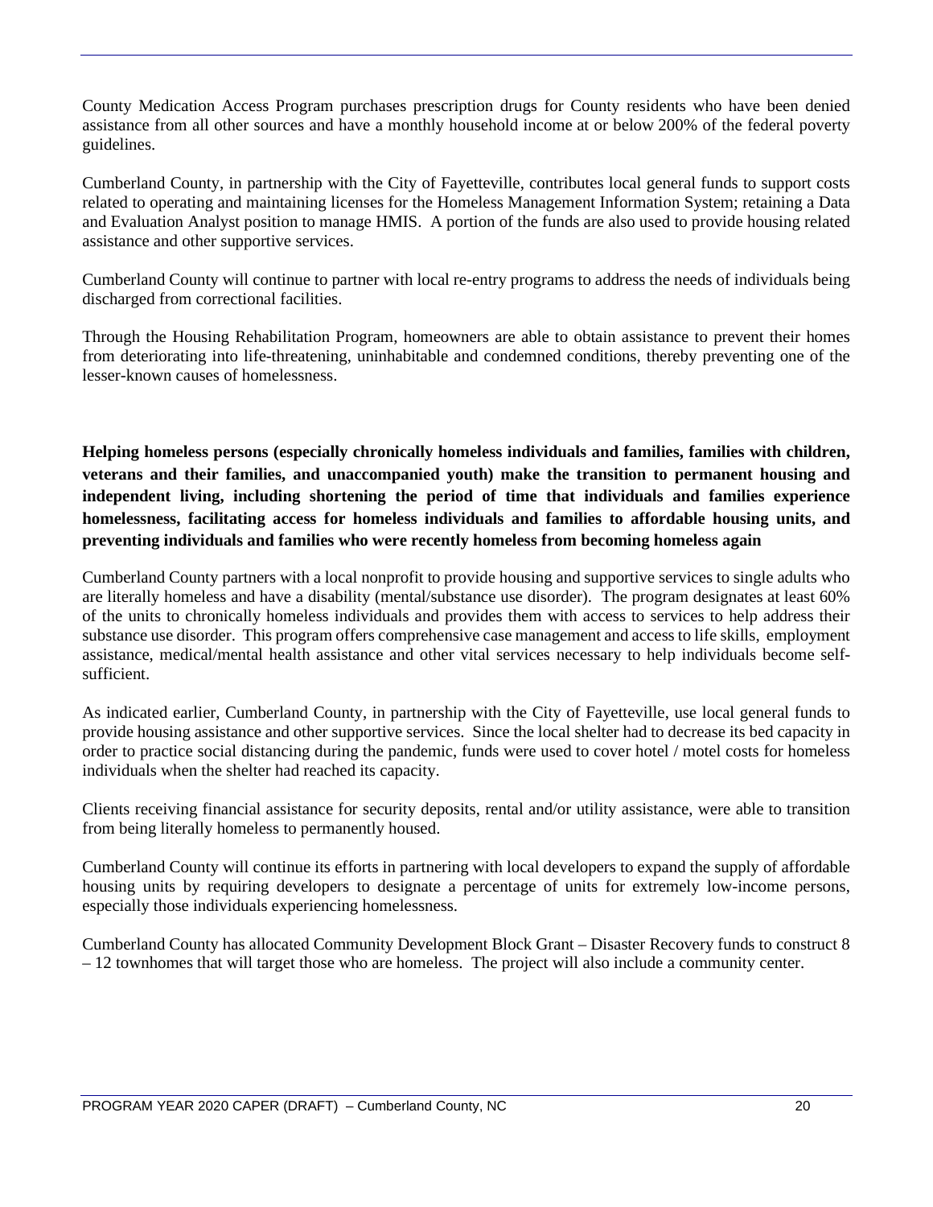County Medication Access Program purchases prescription drugs for County residents who have been denied assistance from all other sources and have a monthly household income at or below 200% of the federal poverty guidelines.

Cumberland County, in partnership with the City of Fayetteville, contributes local general funds to support costs related to operating and maintaining licenses for the Homeless Management Information System; retaining a Data and Evaluation Analyst position to manage HMIS. A portion of the funds are also used to provide housing related assistance and other supportive services.

Cumberland County will continue to partner with local re-entry programs to address the needs of individuals being discharged from correctional facilities.

Through the Housing Rehabilitation Program, homeowners are able to obtain assistance to prevent their homes from deteriorating into life-threatening, uninhabitable and condemned conditions, thereby preventing one of the lesser-known causes of homelessness.

**Helping homeless persons (especially chronically homeless individuals and families, families with children, veterans and their families, and unaccompanied youth) make the transition to permanent housing and independent living, including shortening the period of time that individuals and families experience homelessness, facilitating access for homeless individuals and families to affordable housing units, and preventing individuals and families who were recently homeless from becoming homeless again**

Cumberland County partners with a local nonprofit to provide housing and supportive services to single adults who are literally homeless and have a disability (mental/substance use disorder). The program designates at least 60% of the units to chronically homeless individuals and provides them with access to services to help address their substance use disorder. This program offers comprehensive case management and access to life skills, employment assistance, medical/mental health assistance and other vital services necessary to help individuals become self-sufficient.

As indicated earlier, Cumberland County, in partnership with the City of Fayetteville, use local general funds to provide housing assistance and other supportive services. Since the local shelter had to decrease its bed capacity in order to practice social distancing during the pandemic, funds were used to cover hotel / motel costs for homeless individuals when the shelter had reached its capacity.

Clients receiving financial assistance for security deposits, rental and/or utility assistance, were able to transition from being literally homeless to permanently housed.

Cumberland County will continue its efforts in partnering with local developers to expand the supply of affordable housing units by requiring developers to designate a percentage of units for extremely low-income persons, especially those individuals experiencing homelessness.

Cumberland County has allocated Community Development Block Grant – Disaster Recovery funds to construct 8 – 12 townhomes that will target those who are homeless. The project will also include a community center.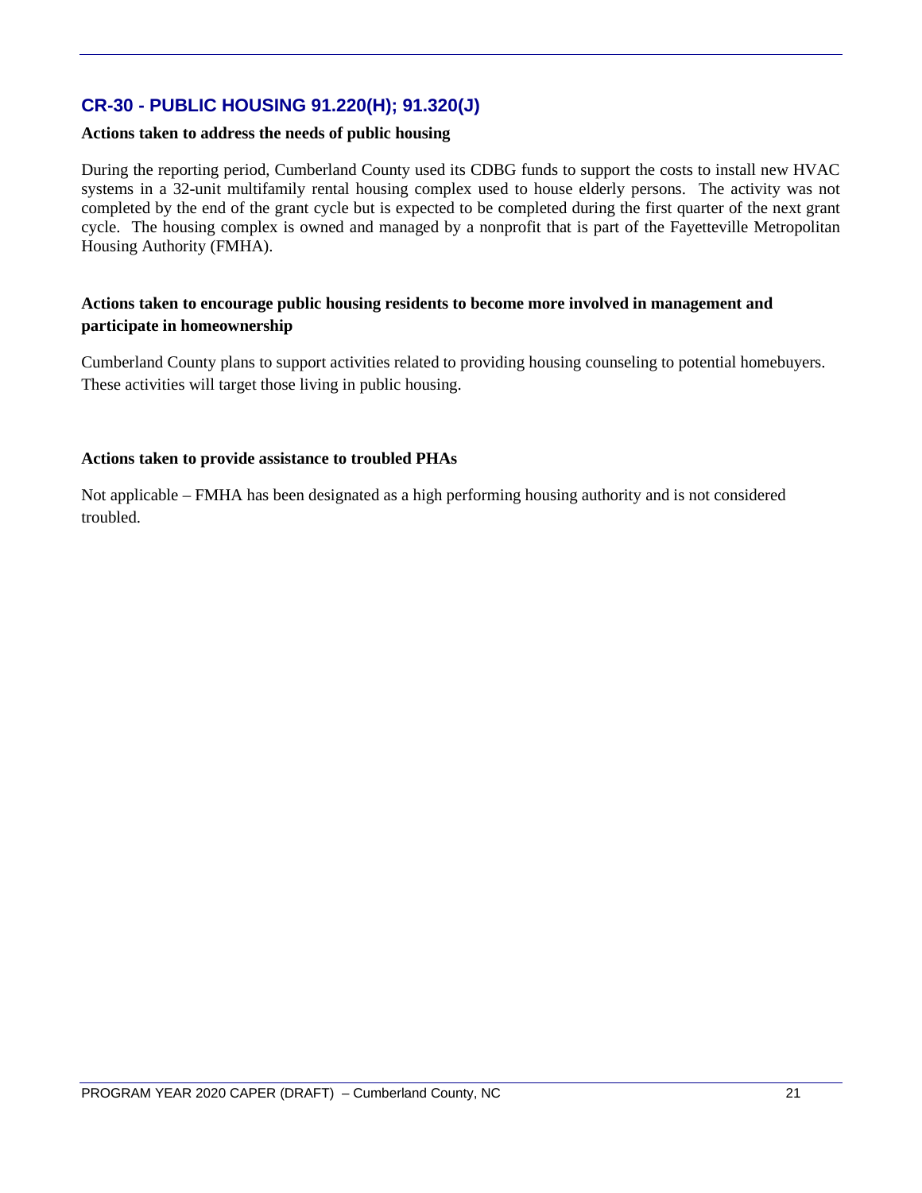## CR-30 - PUBLIC HOUSING 91.220(H); 91.320(J)

**Actions taken to address the needs of public housing**

During the reporting period, Cumberland County used its CDBG funds to support the costs to install new HVAC systems in a 32-unit multifamily rental housing complex used to house elderly persons. The activity was not completed by the end of the grant cycle but is expected to be completed during the first quarter of the next grant cycle. The housing complex is owned and managed by a nonprofit that is part of the Fayetteville Metropolitan Housing Authority (FMHA).

**Actions taken to encourage public housing residents to become more involved in management and participate in homeownership**

Cumberland County plans to support activities related to providing housing counseling to potential homebuyers. These activities will target those living in public housing.

**Actions taken to provide assistance to troubled PHAs**

Not applicable – FMHA has been designated as a high performing housing authority and is not considered troubled.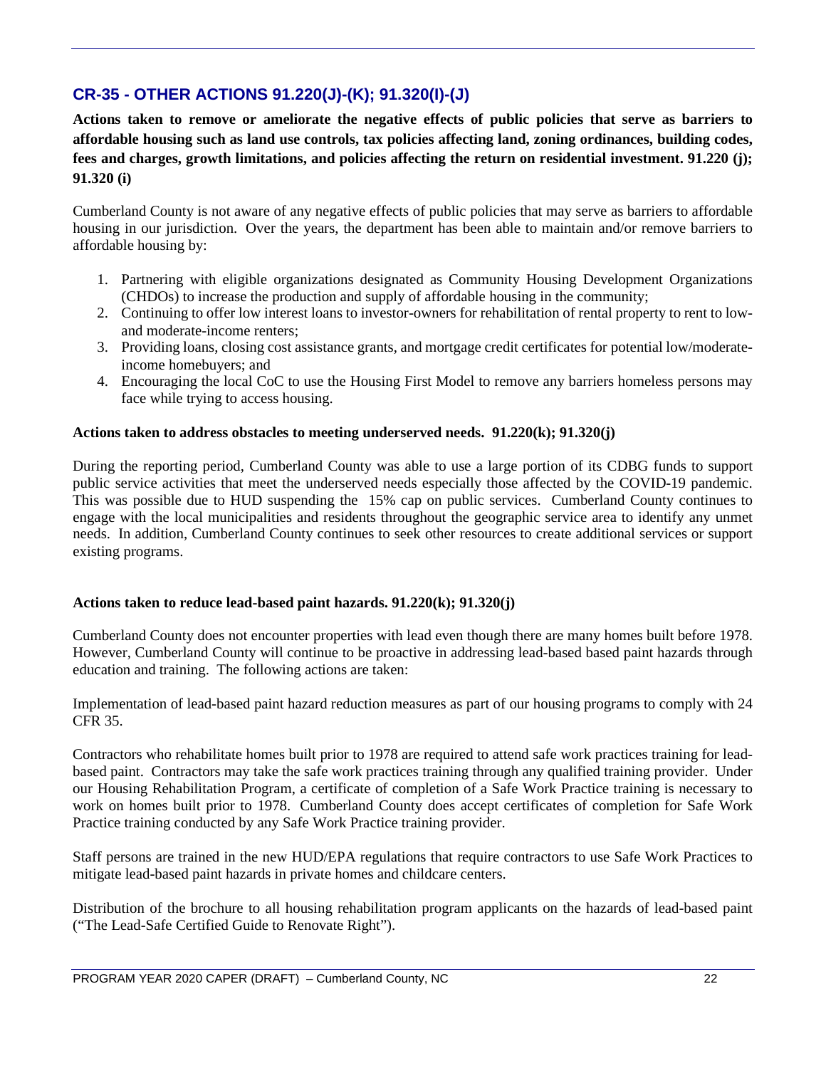## CR-35 - OTHER ACTIONS 91.220(J)-(K); 91.320(I)-(J)

**Actions taken to remove or ameliorate the negative effects of public policies that serve as barriers to affordable housing such as land use controls, tax policies affecting land, zoning ordinances, building codes, fees and charges, growth limitations, and policies affecting the return on residential investment. 91.220 (j); 91.320 (i)**

Cumberland County is not aware of any negative effects of public policies that may serve as barriers to affordable housing in our jurisdiction. Over the years, the department has been able to maintain and/or remove barriers to affordable housing by:

1. Partnering with eligible organizations designated as Community Housing Development Organizations (CHDOs) to increase the production and supply of affordable housing in the community;
2. Continuing to offer low interest loans to investor-owners for rehabilitation of rental property to rent to low- and moderate-income renters;
3. Providing loans, closing cost assistance grants, and mortgage credit certificates for potential low/moderate-income homebuyers; and
4. Encouraging the local CoC to use the Housing First Model to remove any barriers homeless persons may face while trying to access housing.

**Actions taken to address obstacles to meeting underserved needs. 91.220(k); 91.320(j)**

During the reporting period, Cumberland County was able to use a large portion of its CDBG funds to support public service activities that meet the underserved needs especially those affected by the COVID-19 pandemic. This was possible due to HUD suspending the 15% cap on public services. Cumberland County continues to engage with the local municipalities and residents throughout the geographic service area to identify any unmet needs. In addition, Cumberland County continues to seek other resources to create additional services or support existing programs.

**Actions taken to reduce lead-based paint hazards. 91.220(k); 91.320(j)**

Cumberland County does not encounter properties with lead even though there are many homes built before 1978. However, Cumberland County will continue to be proactive in addressing lead-based based paint hazards through education and training. The following actions are taken:

Implementation of lead-based paint hazard reduction measures as part of our housing programs to comply with 24 CFR 35.

Contractors who rehabilitate homes built prior to 1978 are required to attend safe work practices training for lead-based paint. Contractors may take the safe work practices training through any qualified training provider. Under our Housing Rehabilitation Program, a certificate of completion of a Safe Work Practice training is necessary to work on homes built prior to 1978. Cumberland County does accept certificates of completion for Safe Work Practice training conducted by any Safe Work Practice training provider.

Staff persons are trained in the new HUD/EPA regulations that require contractors to use Safe Work Practices to mitigate lead-based paint hazards in private homes and childcare centers.

Distribution of the brochure to all housing rehabilitation program applicants on the hazards of lead-based paint ("The Lead-Safe Certified Guide to Renovate Right").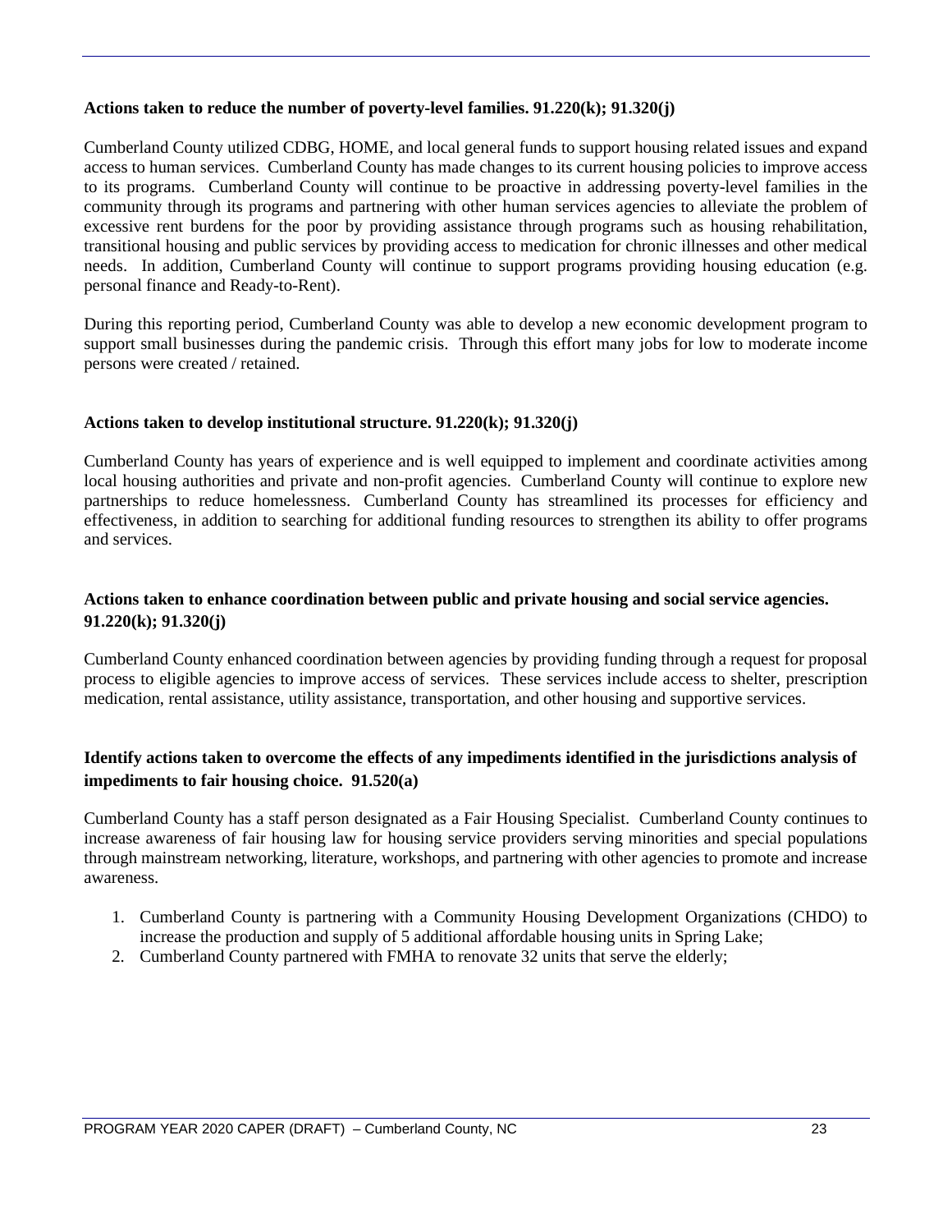**Actions taken to reduce the number of poverty-level families. 91.220(k); 91.320(j)**

Cumberland County utilized CDBG, HOME, and local general funds to support housing related issues and expand access to human services. Cumberland County has made changes to its current housing policies to improve access to its programs. Cumberland County will continue to be proactive in addressing poverty-level families in the community through its programs and partnering with other human services agencies to alleviate the problem of excessive rent burdens for the poor by providing assistance through programs such as housing rehabilitation, transitional housing and public services by providing access to medication for chronic illnesses and other medical needs. In addition, Cumberland County will continue to support programs providing housing education (e.g. personal finance and Ready-to-Rent).

During this reporting period, Cumberland County was able to develop a new economic development program to support small businesses during the pandemic crisis. Through this effort many jobs for low to moderate income persons were created / retained.

**Actions taken to develop institutional structure. 91.220(k); 91.320(j)**

Cumberland County has years of experience and is well equipped to implement and coordinate activities among local housing authorities and private and non-profit agencies. Cumberland County will continue to explore new partnerships to reduce homelessness. Cumberland County has streamlined its processes for efficiency and effectiveness, in addition to searching for additional funding resources to strengthen its ability to offer programs and services.

**Actions taken to enhance coordination between public and private housing and social service agencies. 91.220(k); 91.320(j)**

Cumberland County enhanced coordination between agencies by providing funding through a request for proposal process to eligible agencies to improve access of services. These services include access to shelter, prescription medication, rental assistance, utility assistance, transportation, and other housing and supportive services.

**Identify actions taken to overcome the effects of any impediments identified in the jurisdictions analysis of impediments to fair housing choice. 91.520(a)**

Cumberland County has a staff person designated as a Fair Housing Specialist. Cumberland County continues to increase awareness of fair housing law for housing service providers serving minorities and special populations through mainstream networking, literature, workshops, and partnering with other agencies to promote and increase awareness.

1. Cumberland County is partnering with a Community Housing Development Organizations (CHDO) to increase the production and supply of 5 additional affordable housing units in Spring Lake;
2. Cumberland County partnered with FMHA to renovate 32 units that serve the elderly;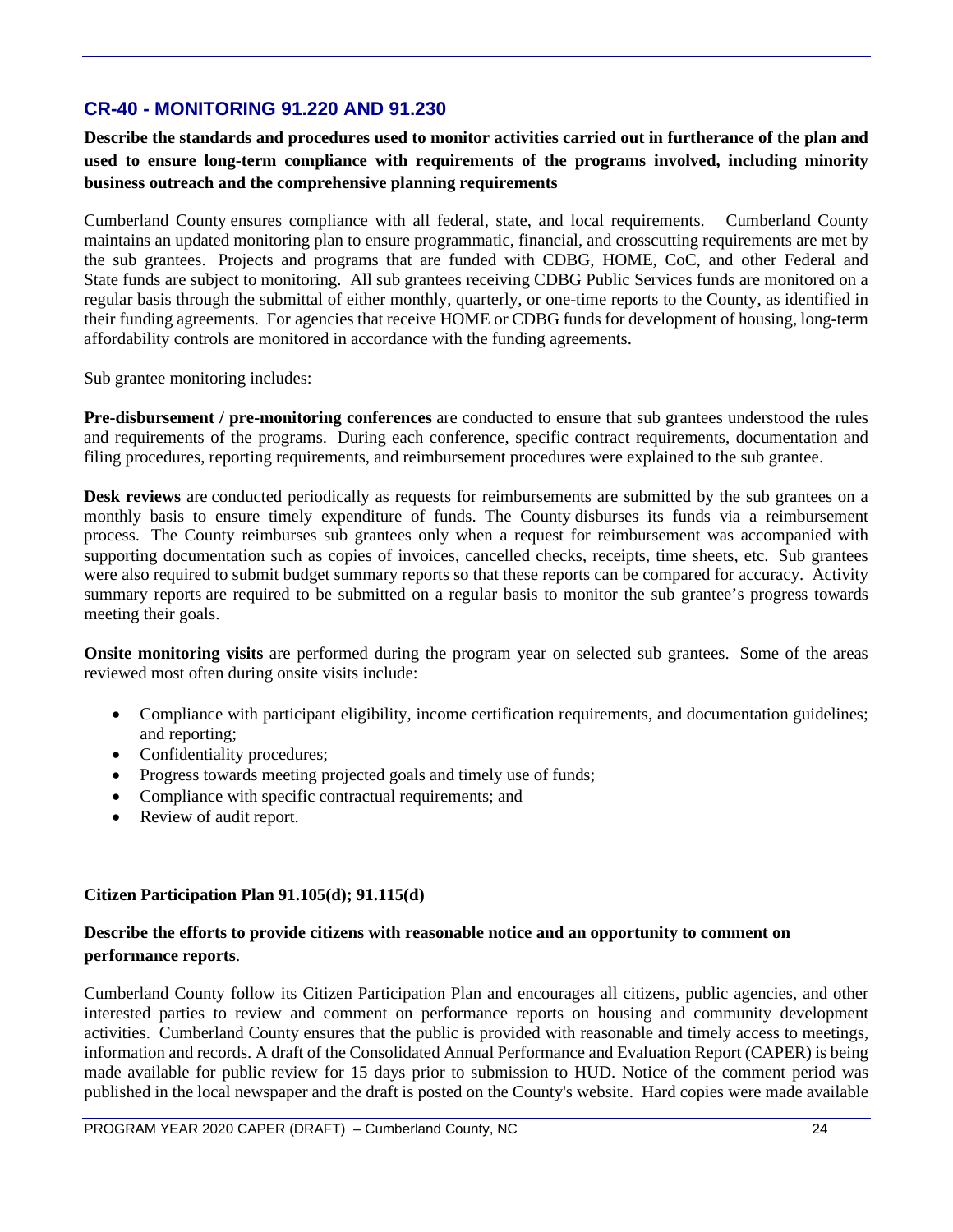## CR-40 - MONITORING 91.220 AND 91.230

**Describe the standards and procedures used to monitor activities carried out in furtherance of the plan and used to ensure long-term compliance with requirements of the programs involved, including minority business outreach and the comprehensive planning requirements**

Cumberland County ensures compliance with all federal, state, and local requirements. Cumberland County maintains an updated monitoring plan to ensure programmatic, financial, and crosscutting requirements are met by the sub grantees. Projects and programs that are funded with CDBG, HOME, CoC, and other Federal and State funds are subject to monitoring. All sub grantees receiving CDBG Public Services funds are monitored on a regular basis through the submittal of either monthly, quarterly, or one-time reports to the County, as identified in their funding agreements. For agencies that receive HOME or CDBG funds for development of housing, long-term affordability controls are monitored in accordance with the funding agreements.

Sub grantee monitoring includes:

**Pre-disbursement / pre-monitoring conferences** are conducted to ensure that sub grantees understood the rules and requirements of the programs. During each conference, specific contract requirements, documentation and filing procedures, reporting requirements, and reimbursement procedures were explained to the sub grantee.

**Desk reviews** are conducted periodically as requests for reimbursements are submitted by the sub grantees on a monthly basis to ensure timely expenditure of funds. The County disburses its funds via a reimbursement process. The County reimburses sub grantees only when a request for reimbursement was accompanied with supporting documentation such as copies of invoices, cancelled checks, receipts, time sheets, etc. Sub grantees were also required to submit budget summary reports so that these reports can be compared for accuracy. Activity summary reports are required to be submitted on a regular basis to monitor the sub grantee's progress towards meeting their goals.

**Onsite monitoring visits** are performed during the program year on selected sub grantees. Some of the areas reviewed most often during onsite visits include:

- Compliance with participant eligibility, income certification requirements, and documentation guidelines; and reporting;
- Confidentiality procedures;
- Progress towards meeting projected goals and timely use of funds;
- Compliance with specific contractual requirements; and
- Review of audit report.

**Citizen Participation Plan 91.105(d); 91.115(d)**

**Describe the efforts to provide citizens with reasonable notice and an opportunity to comment on performance reports**.

Cumberland County follow its Citizen Participation Plan and encourages all citizens, public agencies, and other interested parties to review and comment on performance reports on housing and community development activities. Cumberland County ensures that the public is provided with reasonable and timely access to meetings, information and records. A draft of the Consolidated Annual Performance and Evaluation Report (CAPER) is being made available for public review for 15 days prior to submission to HUD. Notice of the comment period was published in the local newspaper and the draft is posted on the County's website. Hard copies were made available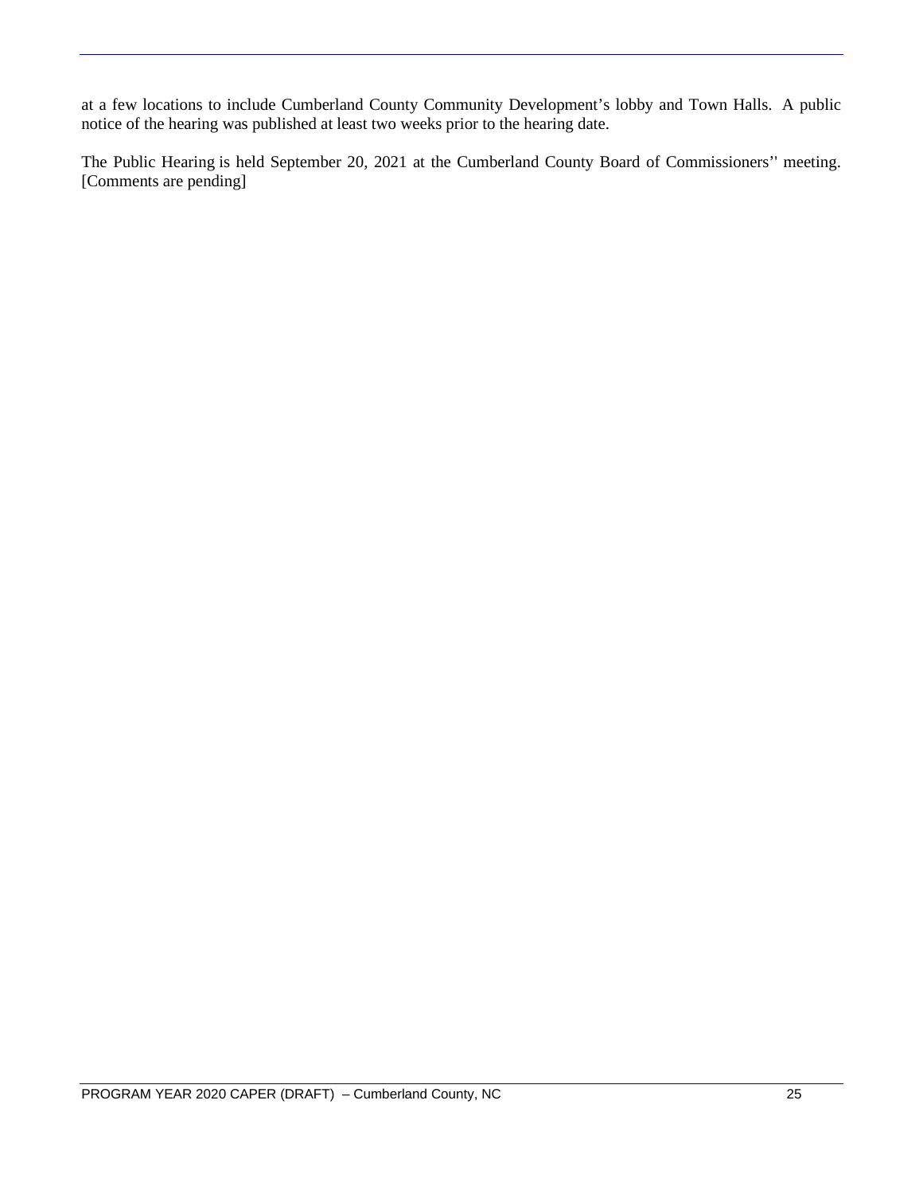at a few locations to include Cumberland County Community Development's lobby and Town Halls. A public notice of the hearing was published at least two weeks prior to the hearing date.

The Public Hearing is held September 20, 2021 at the Cumberland County Board of Commissioners'' meeting. [Comments are pending]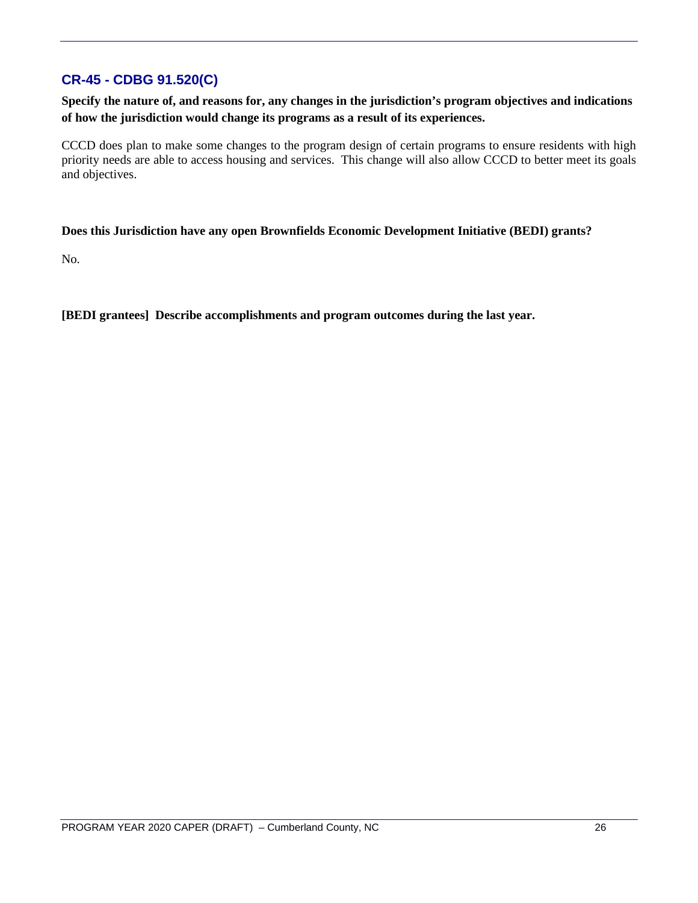## CR-45 - CDBG 91.520(C)

**Specify the nature of, and reasons for, any changes in the jurisdiction's program objectives and indications of how the jurisdiction would change its programs as a result of its experiences.**

CCCD does plan to make some changes to the program design of certain programs to ensure residents with high priority needs are able to access housing and services. This change will also allow CCCD to better meet its goals and objectives.

**Does this Jurisdiction have any open Brownfields Economic Development Initiative (BEDI) grants?**

No.

**[BEDI grantees] Describe accomplishments and program outcomes during the last year.**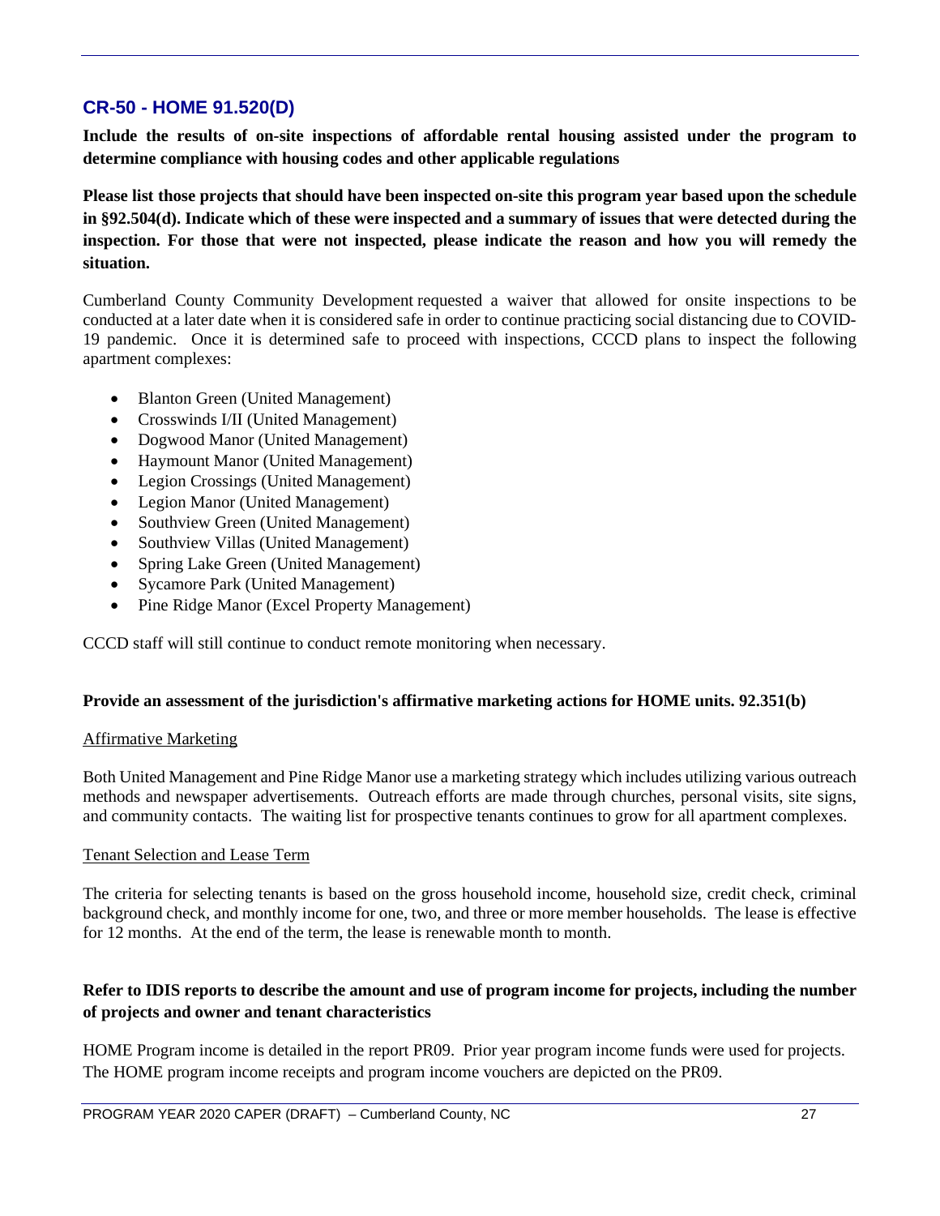## CR-50 - HOME 91.520(D)

**Include the results of on-site inspections of affordable rental housing assisted under the program to determine compliance with housing codes and other applicable regulations**

**Please list those projects that should have been inspected on-site this program year based upon the schedule in §92.504(d). Indicate which of these were inspected and a summary of issues that were detected during the inspection. For those that were not inspected, please indicate the reason and how you will remedy the situation.**

Cumberland County Community Development requested a waiver that allowed for onsite inspections to be conducted at a later date when it is considered safe in order to continue practicing social distancing due to COVID-19 pandemic. Once it is determined safe to proceed with inspections, CCCD plans to inspect the following apartment complexes:

- Blanton Green (United Management)
- Crosswinds I/II (United Management)
- Dogwood Manor (United Management)
- Haymount Manor (United Management)
- Legion Crossings (United Management)
- Legion Manor (United Management)
- Southview Green (United Management)
- Southview Villas (United Management)
- Spring Lake Green (United Management)
- Sycamore Park (United Management)
- Pine Ridge Manor (Excel Property Management)

CCCD staff will still continue to conduct remote monitoring when necessary.

**Provide an assessment of the jurisdiction's affirmative marketing actions for HOME units. 92.351(b)**

Affirmative Marketing

Both United Management and Pine Ridge Manor use a marketing strategy which includes utilizing various outreach methods and newspaper advertisements. Outreach efforts are made through churches, personal visits, site signs, and community contacts. The waiting list for prospective tenants continues to grow for all apartment complexes.

Tenant Selection and Lease Term

The criteria for selecting tenants is based on the gross household income, household size, credit check, criminal background check, and monthly income for one, two, and three or more member households. The lease is effective for 12 months. At the end of the term, the lease is renewable month to month.

**Refer to IDIS reports to describe the amount and use of program income for projects, including the number of projects and owner and tenant characteristics**

HOME Program income is detailed in the report PR09. Prior year program income funds were used for projects. The HOME program income receipts and program income vouchers are depicted on the PR09.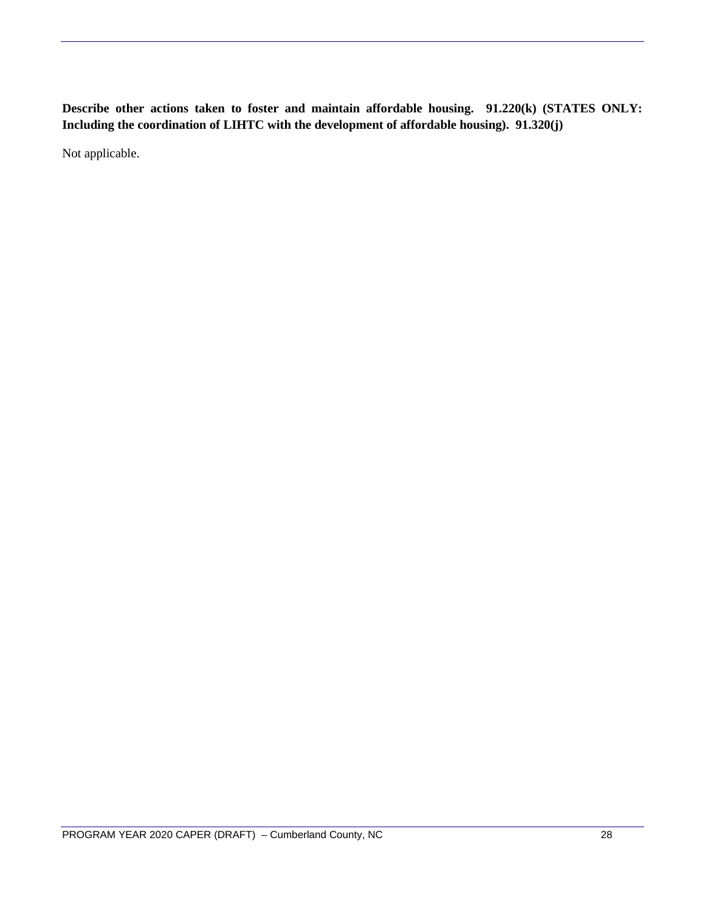**Describe other actions taken to foster and maintain affordable housing. 91.220(k) (STATES ONLY: Including the coordination of LIHTC with the development of affordable housing). 91.320(j)**

Not applicable.